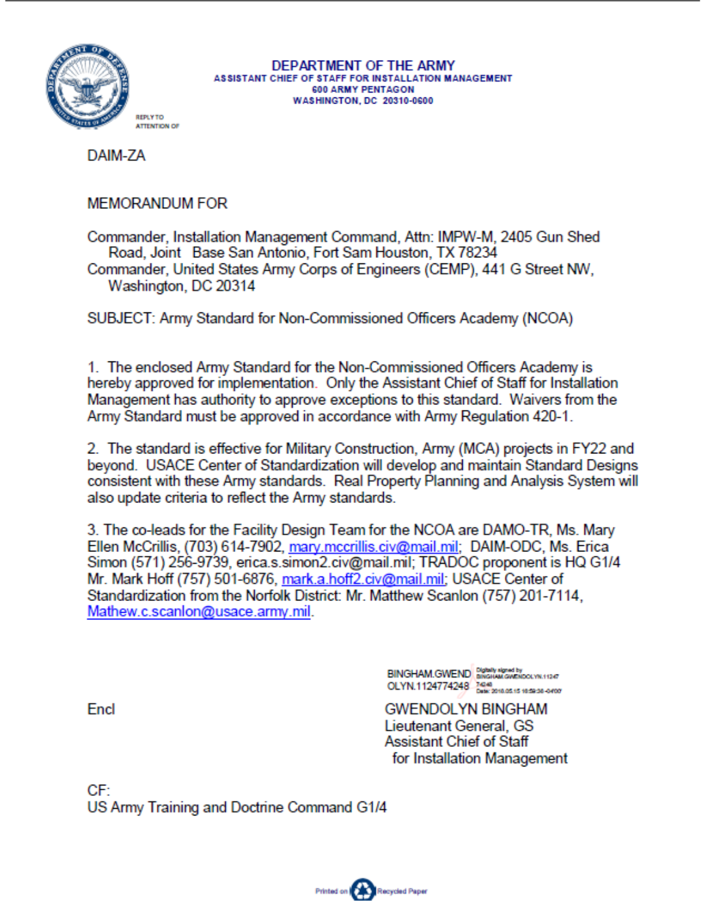# DEPARTMENT OF THE ARMY

**ASSISTANT CHIEF OF STAFF FOR INSTALLATION MANAGEMENT**
**600 ARMY PENTAGON**
**WASHINGTON, DC 20310-0600**

REPLY TO
ATTENTION OF

DAIM-ZA

MEMORANDUM FOR

Commander, Installation Management Command, Attn: IMPW-M, 2405 Gun Shed Road, Joint Base San Antonio, Fort Sam Houston, TX 78234
Commander, United States Army Corps of Engineers (CEMP), 441 G Street NW, Washington, DC 20314

SUBJECT: Army Standard for Non-Commissioned Officers Academy (NCOA)

1. The enclosed Army Standard for the Non-Commissioned Officers Academy is hereby approved for implementation. Only the Assistant Chief of Staff for Installation Management has authority to approve exceptions to this standard. Waivers from the Army Standard must be approved in accordance with Army Regulation 420-1.

2. The standard is effective for Military Construction, Army (MCA) projects in FY22 and beyond. USACE Center of Standardization will develop and maintain Standard Designs consistent with these Army standards. Real Property Planning and Analysis System will also update criteria to reflect the Army standards.

3. The co-leads for the Facility Design Team for the NCOA are DAMO-TR, Ms. Mary Ellen McCrillis, (703) 614-7902, mary.mccrillis.civ@mail.mil; DAIM-ODC, Ms. Erica Simon (571) 256-9739, erica.s.simon2.civ@mail.mil; TRADOC proponent is HQ G1/4 Mr. Mark Hoff (757) 501-6876, mark.a.hoff2.civ@mail.mil; USACE Center of Standardization from the Norfolk District: Mr. Matthew Scanlon (757) 201-7114, Mathew.c.scanlon@usace.army.mil.

Encl

BINGHAM.GWENDOLYN.1124774248
Digitally signed by BINGHAM.GWENDOLYN.1124774248
Date: 2018.05.15 16:59:38 -04'00'

GWENDOLYN BINGHAM
Lieutenant General, GS
Assistant Chief of Staff
for Installation Management

CF:
US Army Training and Doctrine Command G1/4

Printed on Recycled Paper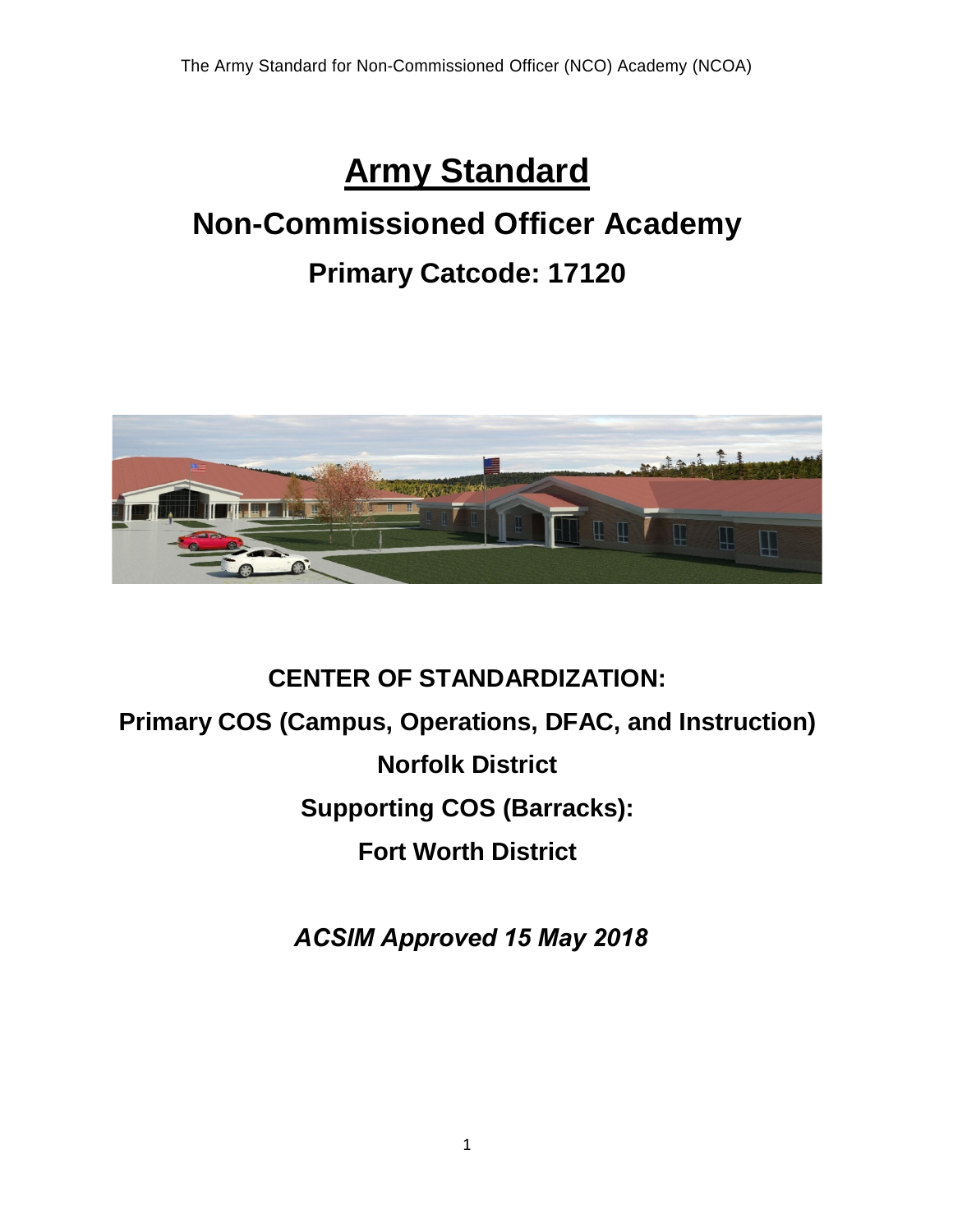# Army Standard

# Non-Commissioned Officer Academy

## Primary Catcode: 17120

**CENTER OF STANDARDIZATION:**

**Primary COS (Campus, Operations, DFAC, and Instruction)**

**Norfolk District**

**Supporting COS (Barracks):**

**Fort Worth District**

***ACSIM Approved 15 May 2018***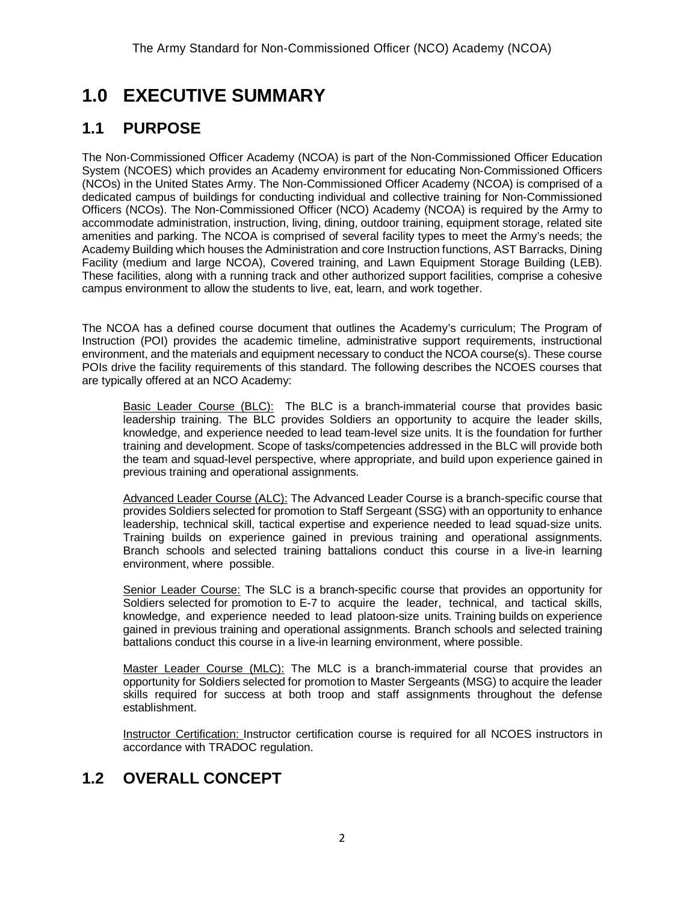# 1.0 EXECUTIVE SUMMARY

## 1.1 PURPOSE

The Non-Commissioned Officer Academy (NCOA) is part of the Non-Commissioned Officer Education System (NCOES) which provides an Academy environment for educating Non-Commissioned Officers (NCOs) in the United States Army. The Non-Commissioned Officer Academy (NCOA) is comprised of a dedicated campus of buildings for conducting individual and collective training for Non-Commissioned Officers (NCOs). The Non-Commissioned Officer (NCO) Academy (NCOA) is required by the Army to accommodate administration, instruction, living, dining, outdoor training, equipment storage, related site amenities and parking. The NCOA is comprised of several facility types to meet the Army's needs; the Academy Building which houses the Administration and core Instruction functions, AST Barracks, Dining Facility (medium and large NCOA), Covered training, and Lawn Equipment Storage Building (LEB). These facilities, along with a running track and other authorized support facilities, comprise a cohesive campus environment to allow the students to live, eat, learn, and work together.

The NCOA has a defined course document that outlines the Academy's curriculum; The Program of Instruction (POI) provides the academic timeline, administrative support requirements, instructional environment, and the materials and equipment necessary to conduct the NCOA course(s). These course POIs drive the facility requirements of this standard. The following describes the NCOES courses that are typically offered at an NCO Academy:

> Basic Leader Course (BLC): The BLC is a branch-immaterial course that provides basic leadership training. The BLC provides Soldiers an opportunity to acquire the leader skills, knowledge, and experience needed to lead team-level size units. It is the foundation for further training and development. Scope of tasks/competencies addressed in the BLC will provide both the team and squad-level perspective, where appropriate, and build upon experience gained in previous training and operational assignments.
>
> Advanced Leader Course (ALC): The Advanced Leader Course is a branch-specific course that provides Soldiers selected for promotion to Staff Sergeant (SSG) with an opportunity to enhance leadership, technical skill, tactical expertise and experience needed to lead squad-size units. Training builds on experience gained in previous training and operational assignments. Branch schools and selected training battalions conduct this course in a live-in learning environment, where possible.
>
> Senior Leader Course: The SLC is a branch-specific course that provides an opportunity for Soldiers selected for promotion to E-7 to acquire the leader, technical, and tactical skills, knowledge, and experience needed to lead platoon-size units. Training builds on experience gained in previous training and operational assignments. Branch schools and selected training battalions conduct this course in a live-in learning environment, where possible.
>
> Master Leader Course (MLC): The MLC is a branch-immaterial course that provides an opportunity for Soldiers selected for promotion to Master Sergeants (MSG) to acquire the leader skills required for success at both troop and staff assignments throughout the defense establishment.
>
> Instructor Certification: Instructor certification course is required for all NCOES instructors in accordance with TRADOC regulation.

## 1.2 OVERALL CONCEPT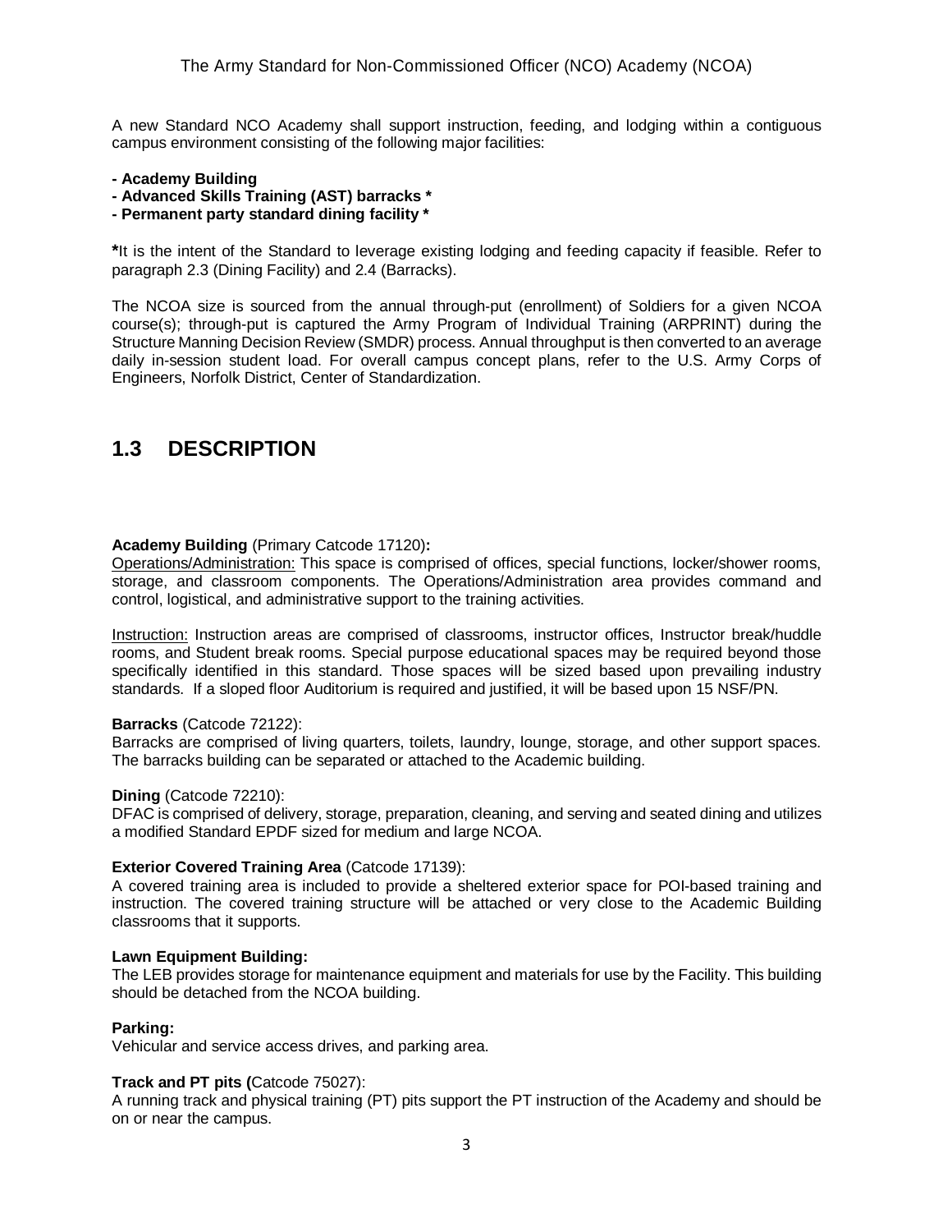A new Standard NCO Academy shall support instruction, feeding, and lodging within a contiguous campus environment consisting of the following major facilities:

**- Academy Building**
**- Advanced Skills Training (AST) barracks ***
**- Permanent party standard dining facility ***

***It is the intent of the Standard to leverage existing lodging and feeding capacity if feasible. Refer to paragraph 2.3 (Dining Facility) and 2.4 (Barracks).

The NCOA size is sourced from the annual through-put (enrollment) of Soldiers for a given NCOA course(s); through-put is captured the Army Program of Individual Training (ARPRINT) during the Structure Manning Decision Review (SMDR) process. Annual throughput is then converted to an average daily in-session student load. For overall campus concept plans, refer to the U.S. Army Corps of Engineers, Norfolk District, Center of Standardization.

## 1.3 DESCRIPTION

**Academy Building** (Primary Catcode 17120)**:**
<u>Operations/Administration:</u> This space is comprised of offices, special functions, locker/shower rooms, storage, and classroom components. The Operations/Administration area provides command and control, logistical, and administrative support to the training activities.

<u>Instruction:</u> Instruction areas are comprised of classrooms, instructor offices, Instructor break/huddle rooms, and Student break rooms. Special purpose educational spaces may be required beyond those specifically identified in this standard. Those spaces will be sized based upon prevailing industry standards. If a sloped floor Auditorium is required and justified, it will be based upon 15 NSF/PN.

**Barracks** (Catcode 72122):
Barracks are comprised of living quarters, toilets, laundry, lounge, storage, and other support spaces. The barracks building can be separated or attached to the Academic building.

**Dining** (Catcode 72210):
DFAC is comprised of delivery, storage, preparation, cleaning, and serving and seated dining and utilizes a modified Standard EPDF sized for medium and large NCOA.

**Exterior Covered Training Area** (Catcode 17139):
A covered training area is included to provide a sheltered exterior space for POI-based training and instruction. The covered training structure will be attached or very close to the Academic Building classrooms that it supports.

**Lawn Equipment Building:**
The LEB provides storage for maintenance equipment and materials for use by the Facility. This building should be detached from the NCOA building.

**Parking:**
Vehicular and service access drives, and parking area.

**Track and PT pits (**Catcode 75027):
A running track and physical training (PT) pits support the PT instruction of the Academy and should be on or near the campus.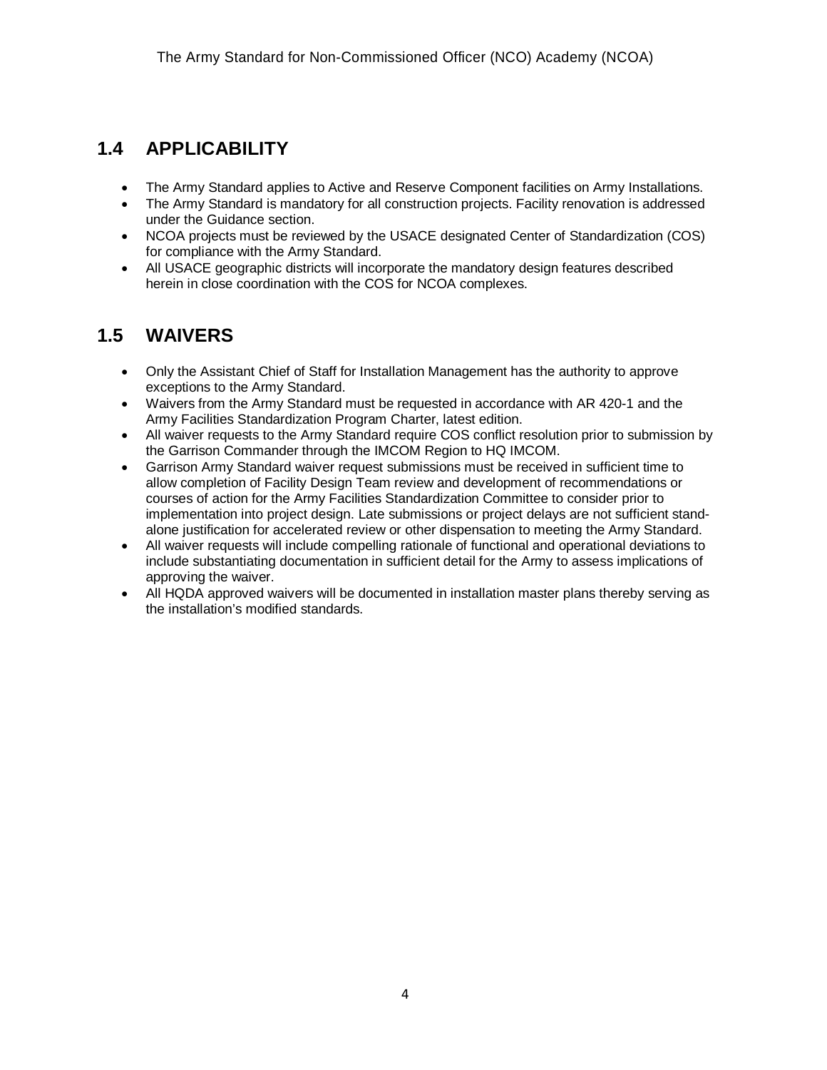## 1.4 APPLICABILITY

- The Army Standard applies to Active and Reserve Component facilities on Army Installations.
- The Army Standard is mandatory for all construction projects. Facility renovation is addressed under the Guidance section.
- NCOA projects must be reviewed by the USACE designated Center of Standardization (COS) for compliance with the Army Standard.
- All USACE geographic districts will incorporate the mandatory design features described herein in close coordination with the COS for NCOA complexes.

## 1.5 WAIVERS

- Only the Assistant Chief of Staff for Installation Management has the authority to approve exceptions to the Army Standard.
- Waivers from the Army Standard must be requested in accordance with AR 420-1 and the Army Facilities Standardization Program Charter, latest edition.
- All waiver requests to the Army Standard require COS conflict resolution prior to submission by the Garrison Commander through the IMCOM Region to HQ IMCOM.
- Garrison Army Standard waiver request submissions must be received in sufficient time to allow completion of Facility Design Team review and development of recommendations or courses of action for the Army Facilities Standardization Committee to consider prior to implementation into project design. Late submissions or project delays are not sufficient stand-alone justification for accelerated review or other dispensation to meeting the Army Standard.
- All waiver requests will include compelling rationale of functional and operational deviations to include substantiating documentation in sufficient detail for the Army to assess implications of approving the waiver.
- All HQDA approved waivers will be documented in installation master plans thereby serving as the installation's modified standards.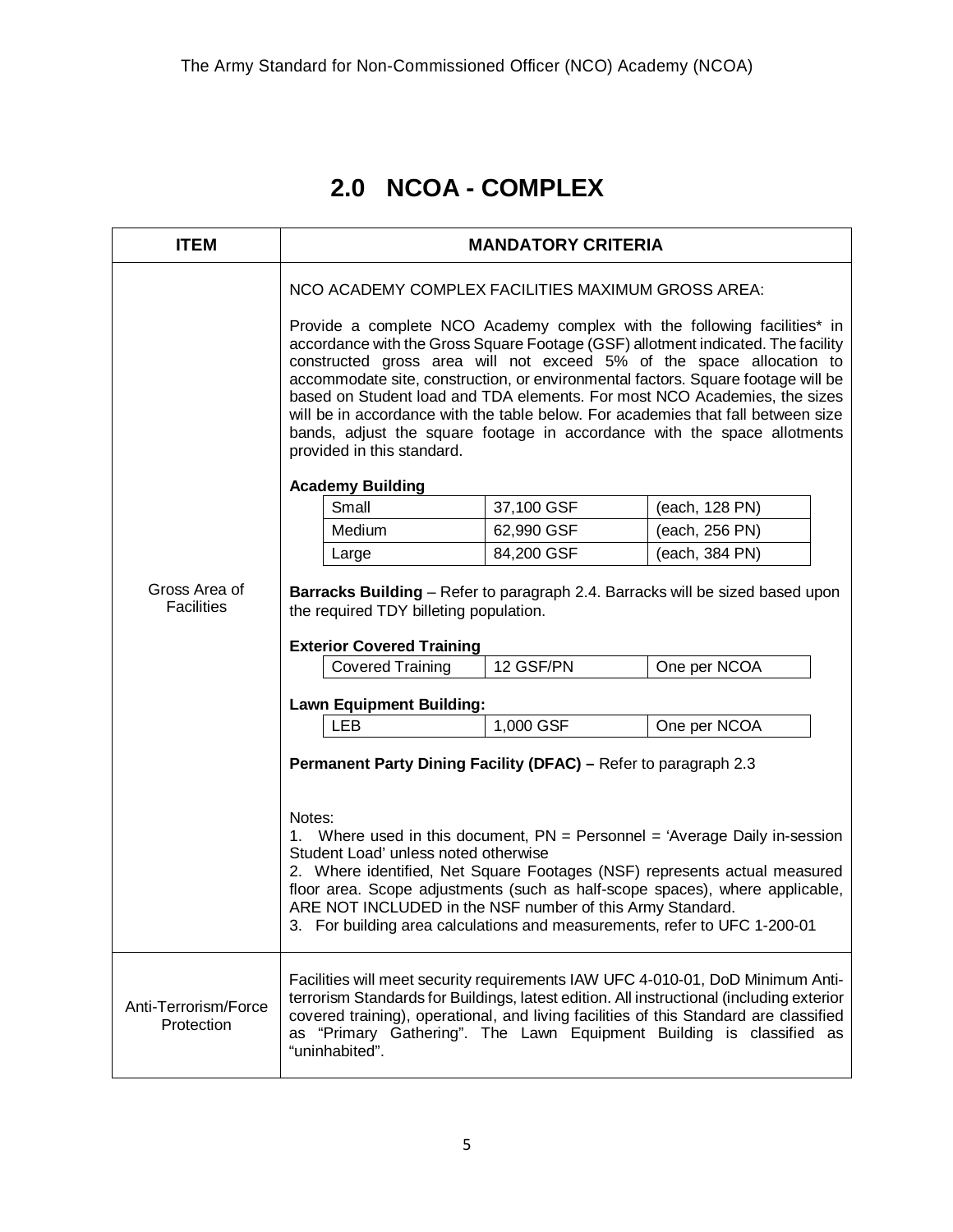# 2.0 NCOA - COMPLEX

| ITEM | MANDATORY CRITERIA |
|---|---|
| Gross Area of Facilities | NCO ACADEMY COMPLEX FACILITIES MAXIMUM GROSS AREA:<br><br>Provide a complete NCO Academy complex with the following facilities* in accordance with the Gross Square Footage (GSF) allotment indicated. The facility constructed gross area will not exceed 5% of the space allocation to accommodate site, construction, or environmental factors. Square footage will be based on Student load and TDA elements. For most NCO Academies, the sizes will be in accordance with the table below. For academies that fall between size bands, adjust the square footage in accordance with the space allotments provided in this standard.<br><br>**Academy Building**<br>Small — 37,100 GSF — (each, 128 PN)<br>Medium — 62,990 GSF — (each, 256 PN)<br>Large — 84,200 GSF — (each, 384 PN)<br><br>**Barracks Building** – Refer to paragraph 2.4. Barracks will be sized based upon the required TDY billeting population.<br><br>**Exterior Covered Training**<br>Covered Training — 12 GSF/PN — One per NCOA<br><br>**Lawn Equipment Building:**<br>LEB — 1,000 GSF — One per NCOA<br><br>**Permanent Party Dining Facility (DFAC) –** Refer to paragraph 2.3<br><br>Notes:<br>1. Where used in this document, PN = Personnel = 'Average Daily in-session Student Load' unless noted otherwise<br>2. Where identified, Net Square Footages (NSF) represents actual measured floor area. Scope adjustments (such as half-scope spaces), where applicable, ARE NOT INCLUDED in the NSF number of this Army Standard.<br>3. For building area calculations and measurements, refer to UFC 1-200-01 |
| Anti-Terrorism/Force Protection | Facilities will meet security requirements IAW UFC 4-010-01, DoD Minimum Anti-terrorism Standards for Buildings, latest edition. All instructional (including exterior covered training), operational, and living facilities of this Standard are classified as "Primary Gathering". The Lawn Equipment Building is classified as "uninhabited". |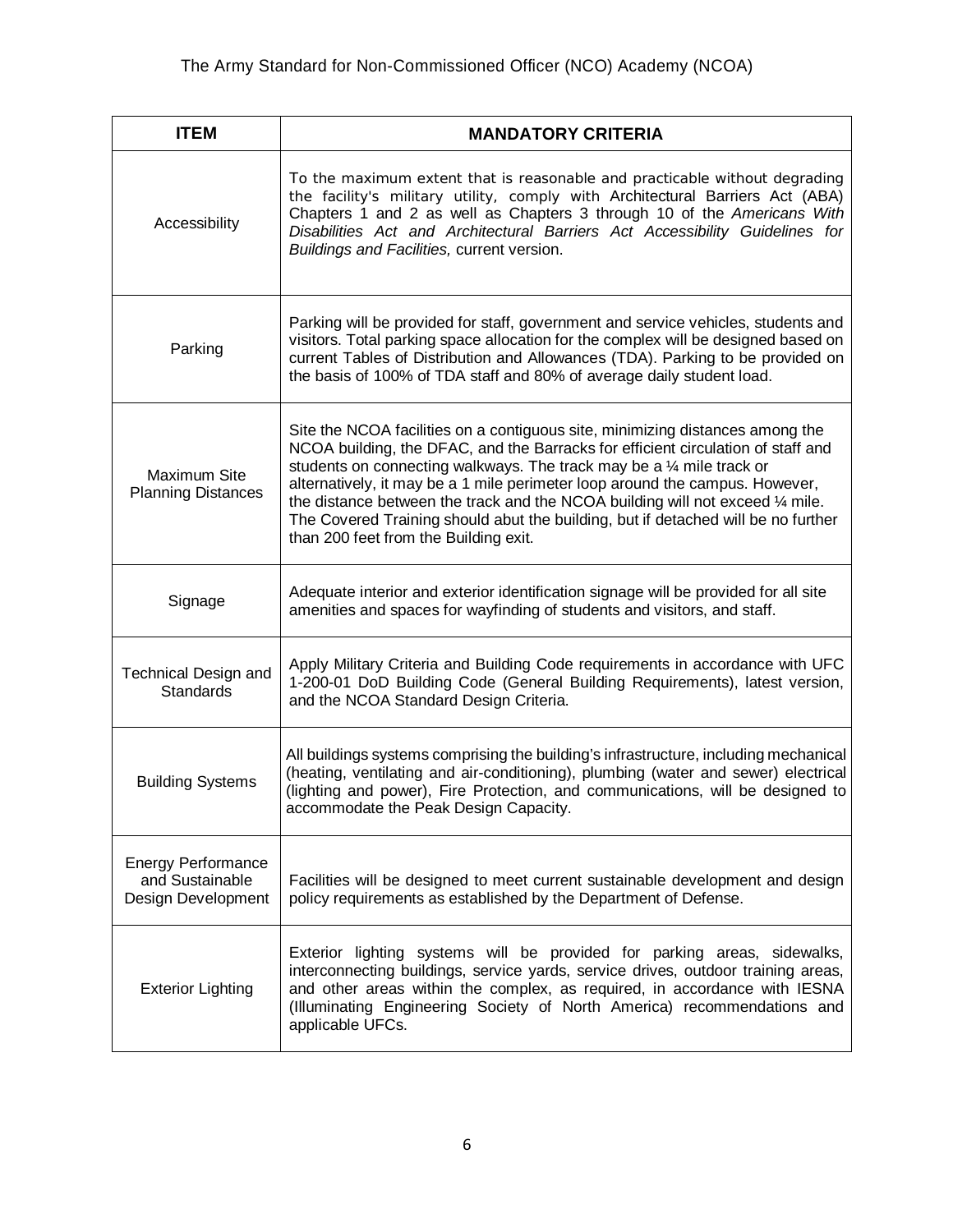| ITEM | MANDATORY CRITERIA |
| --- | --- |
| Accessibility | To the maximum extent that is reasonable and practicable without degrading the facility's military utility, comply with Architectural Barriers Act (ABA) Chapters 1 and 2 as well as Chapters 3 through 10 of the *Americans With Disabilities Act and Architectural Barriers Act Accessibility Guidelines for Buildings and Facilities,* current version. |
| Parking | Parking will be provided for staff, government and service vehicles, students and visitors. Total parking space allocation for the complex will be designed based on current Tables of Distribution and Allowances (TDA). Parking to be provided on the basis of 100% of TDA staff and 80% of average daily student load. |
| Maximum Site Planning Distances | Site the NCOA facilities on a contiguous site, minimizing distances among the NCOA building, the DFAC, and the Barracks for efficient circulation of staff and students on connecting walkways. The track may be a ¼ mile track or alternatively, it may be a 1 mile perimeter loop around the campus. However, the distance between the track and the NCOA building will not exceed ¼ mile. The Covered Training should abut the building, but if detached will be no further than 200 feet from the Building exit. |
| Signage | Adequate interior and exterior identification signage will be provided for all site amenities and spaces for wayfinding of students and visitors, and staff. |
| Technical Design and Standards | Apply Military Criteria and Building Code requirements in accordance with UFC 1-200-01 DoD Building Code (General Building Requirements), latest version, and the NCOA Standard Design Criteria. |
| Building Systems | All buildings systems comprising the building's infrastructure, including mechanical (heating, ventilating and air-conditioning), plumbing (water and sewer) electrical (lighting and power), Fire Protection, and communications, will be designed to accommodate the Peak Design Capacity. |
| Energy Performance and Sustainable Design Development | Facilities will be designed to meet current sustainable development and design policy requirements as established by the Department of Defense. |
| Exterior Lighting | Exterior lighting systems will be provided for parking areas, sidewalks, interconnecting buildings, service yards, service drives, outdoor training areas, and other areas within the complex, as required, in accordance with IESNA (Illuminating Engineering Society of North America) recommendations and applicable UFCs. |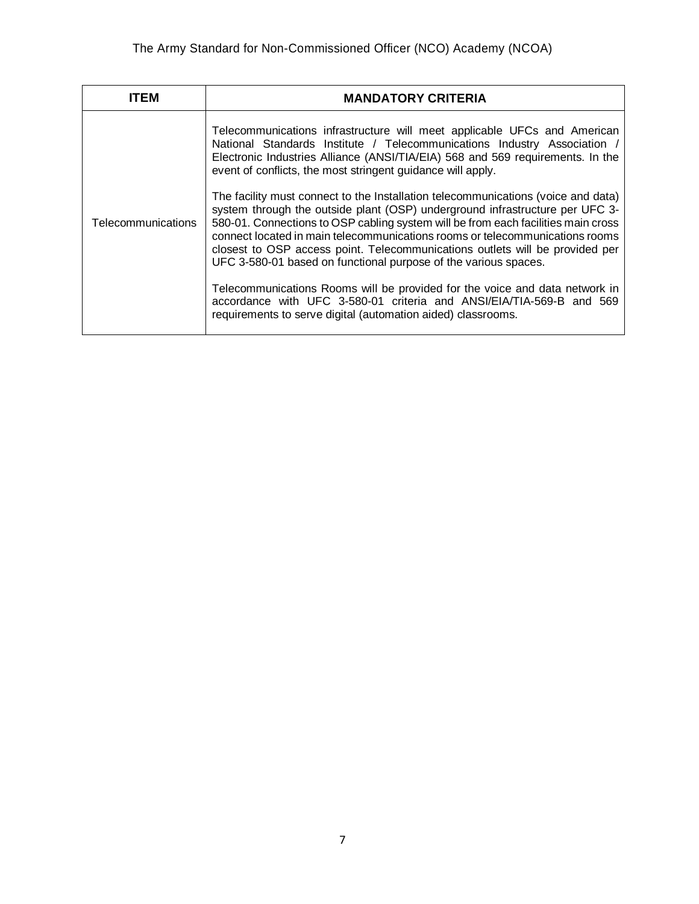| ITEM | MANDATORY CRITERIA |
|---|---|
| Telecommunications | Telecommunications infrastructure will meet applicable UFCs and American National Standards Institute / Telecommunications Industry Association / Electronic Industries Alliance (ANSI/TIA/EIA) 568 and 569 requirements. In the event of conflicts, the most stringent guidance will apply.<br><br>The facility must connect to the Installation telecommunications (voice and data) system through the outside plant (OSP) underground infrastructure per UFC 3-580-01. Connections to OSP cabling system will be from each facilities main cross connect located in main telecommunications rooms or telecommunications rooms closest to OSP access point. Telecommunications outlets will be provided per UFC 3-580-01 based on functional purpose of the various spaces.<br><br>Telecommunications Rooms will be provided for the voice and data network in accordance with UFC 3-580-01 criteria and ANSI/EIA/TIA-569-B and 569 requirements to serve digital (automation aided) classrooms. |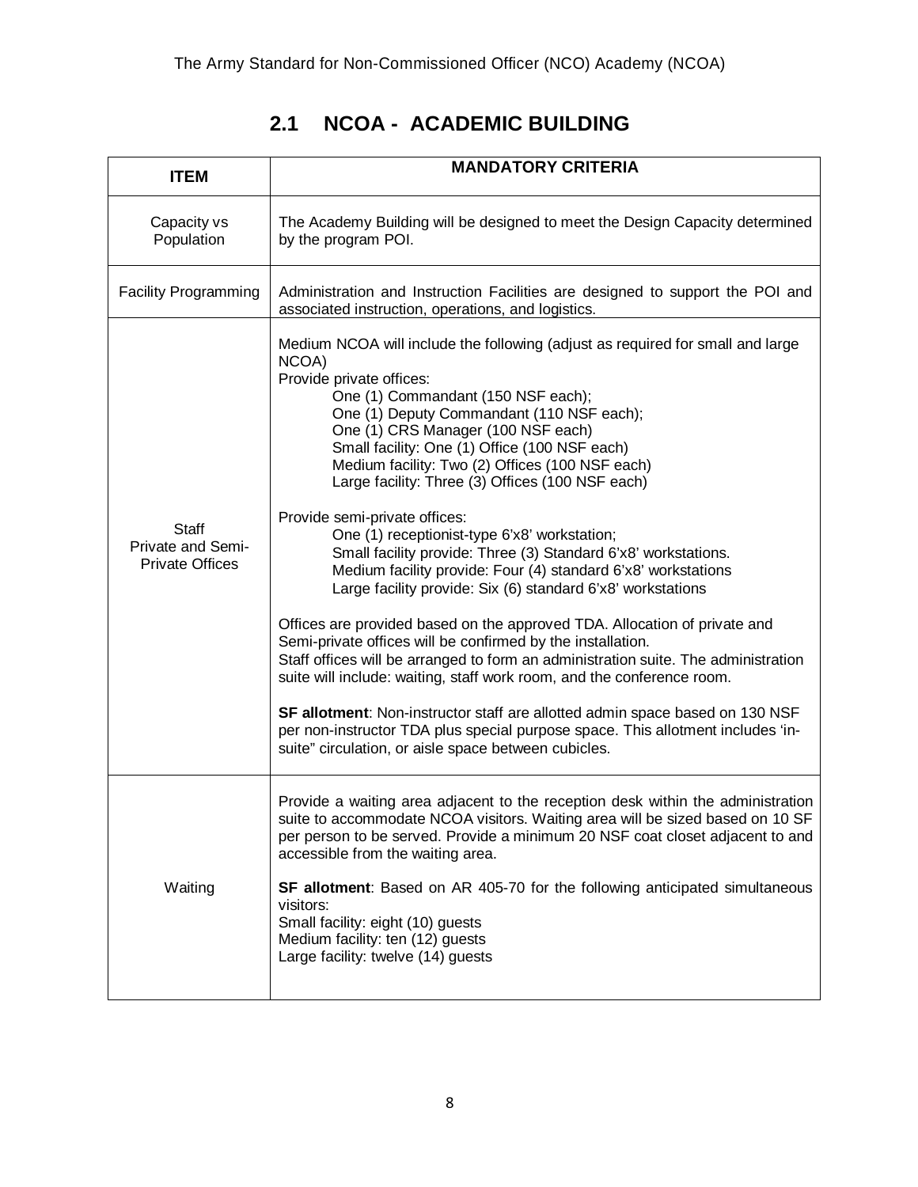## 2.1 NCOA - ACADEMIC BUILDING

| ITEM | MANDATORY CRITERIA |
|---|---|
| Capacity vs Population | The Academy Building will be designed to meet the Design Capacity determined by the program POI. |
| Facility Programming | Administration and Instruction Facilities are designed to support the POI and associated instruction, operations, and logistics. |
| Staff Private and Semi-Private Offices | Medium NCOA will include the following (adjust as required for small and large NCOA)<br>Provide private offices:<br>One (1) Commandant (150 NSF each);<br>One (1) Deputy Commandant (110 NSF each);<br>One (1) CRS Manager (100 NSF each)<br>Small facility: One (1) Office (100 NSF each)<br>Medium facility: Two (2) Offices (100 NSF each)<br>Large facility: Three (3) Offices (100 NSF each)<br><br>Provide semi-private offices:<br>One (1) receptionist-type 6'x8' workstation;<br>Small facility provide: Three (3) Standard 6'x8' workstations.<br>Medium facility provide: Four (4) standard 6'x8' workstations<br>Large facility provide: Six (6) standard 6'x8' workstations<br><br>Offices are provided based on the approved TDA. Allocation of private and Semi-private offices will be confirmed by the installation.<br>Staff offices will be arranged to form an administration suite. The administration suite will include: waiting, staff work room, and the conference room.<br><br>**SF allotment**: Non-instructor staff are allotted admin space based on 130 NSF per non-instructor TDA plus special purpose space. This allotment includes 'in-suite" circulation, or aisle space between cubicles. |
| Waiting | Provide a waiting area adjacent to the reception desk within the administration suite to accommodate NCOA visitors. Waiting area will be sized based on 10 SF per person to be served. Provide a minimum 20 NSF coat closet adjacent to and accessible from the waiting area.<br><br>**SF allotment**: Based on AR 405-70 for the following anticipated simultaneous visitors:<br>Small facility: eight (10) guests<br>Medium facility: ten (12) guests<br>Large facility: twelve (14) guests |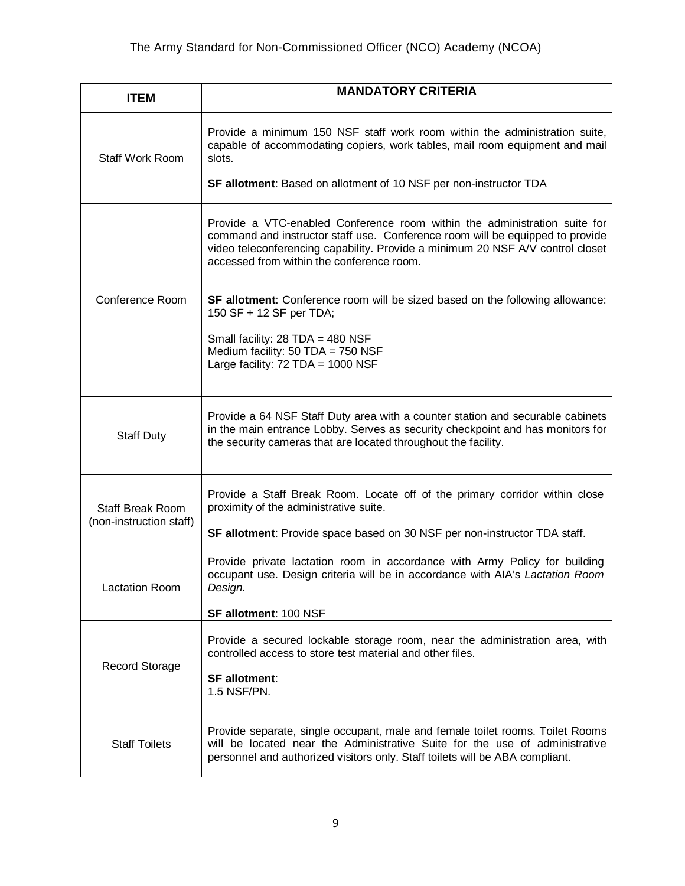| ITEM | MANDATORY CRITERIA |
|---|---|
| Staff Work Room | Provide a minimum 150 NSF staff work room within the administration suite, capable of accommodating copiers, work tables, mail room equipment and mail slots.<br><br>**SF allotment**: Based on allotment of 10 NSF per non-instructor TDA |
| Conference Room | Provide a VTC-enabled Conference room within the administration suite for command and instructor staff use. Conference room will be equipped to provide video teleconferencing capability. Provide a minimum 20 NSF A/V control closet accessed from within the conference room.<br><br>**SF allotment**: Conference room will be sized based on the following allowance: 150 SF + 12 SF per TDA;<br><br>Small facility: 28 TDA = 480 NSF<br>Medium facility: 50 TDA = 750 NSF<br>Large facility: 72 TDA = 1000 NSF |
| Staff Duty | Provide a 64 NSF Staff Duty area with a counter station and securable cabinets in the main entrance Lobby. Serves as security checkpoint and has monitors for the security cameras that are located throughout the facility. |
| Staff Break Room (non-instruction staff) | Provide a Staff Break Room. Locate off of the primary corridor within close proximity of the administrative suite.<br><br>**SF allotment**: Provide space based on 30 NSF per non-instructor TDA staff. |
| Lactation Room | Provide private lactation room in accordance with Army Policy for building occupant use. Design criteria will be in accordance with AIA's *Lactation Room Design.*<br><br>**SF allotment**: 100 NSF |
| Record Storage | Provide a secured lockable storage room, near the administration area, with controlled access to store test material and other files.<br><br>**SF allotment**:<br>1.5 NSF/PN. |
| Staff Toilets | Provide separate, single occupant, male and female toilet rooms. Toilet Rooms will be located near the Administrative Suite for the use of administrative personnel and authorized visitors only. Staff toilets will be ABA compliant. |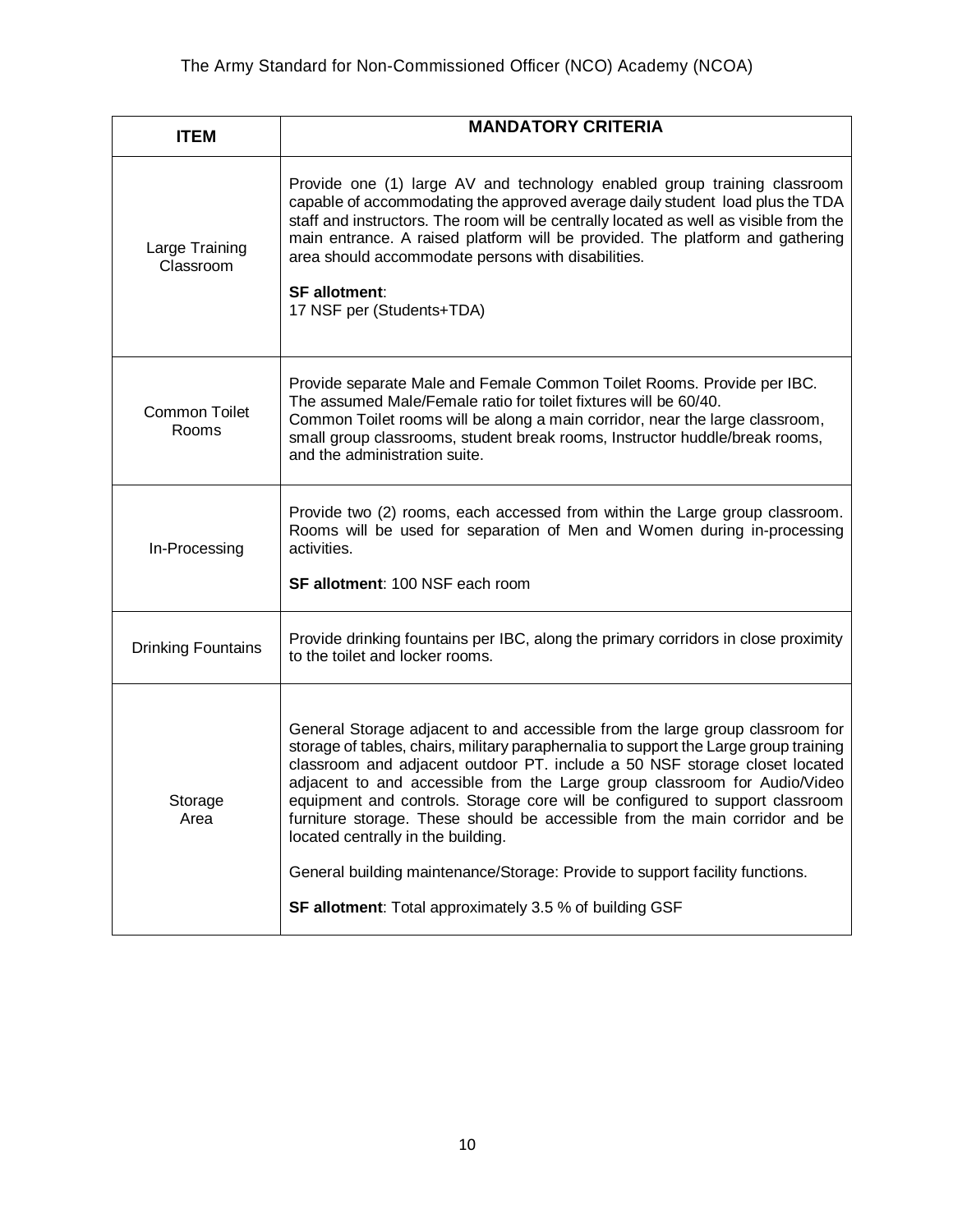| ITEM | MANDATORY CRITERIA |
|---|---|
| Large Training Classroom | Provide one (1) large AV and technology enabled group training classroom capable of accommodating the approved average daily student load plus the TDA staff and instructors. The room will be centrally located as well as visible from the main entrance. A raised platform will be provided. The platform and gathering area should accommodate persons with disabilities.<br><br>**SF allotment**:<br>17 NSF per (Students+TDA) |
| Common Toilet Rooms | Provide separate Male and Female Common Toilet Rooms. Provide per IBC. The assumed Male/Female ratio for toilet fixtures will be 60/40.<br>Common Toilet rooms will be along a main corridor, near the large classroom, small group classrooms, student break rooms, Instructor huddle/break rooms, and the administration suite. |
| In-Processing | Provide two (2) rooms, each accessed from within the Large group classroom. Rooms will be used for separation of Men and Women during in-processing activities.<br><br>**SF allotment**: 100 NSF each room |
| Drinking Fountains | Provide drinking fountains per IBC, along the primary corridors in close proximity to the toilet and locker rooms. |
| Storage Area | General Storage adjacent to and accessible from the large group classroom for storage of tables, chairs, military paraphernalia to support the Large group training classroom and adjacent outdoor PT. include a 50 NSF storage closet located adjacent to and accessible from the Large group classroom for Audio/Video equipment and controls. Storage core will be configured to support classroom furniture storage. These should be accessible from the main corridor and be located centrally in the building.<br><br>General building maintenance/Storage: Provide to support facility functions.<br><br>**SF allotment**: Total approximately 3.5 % of building GSF |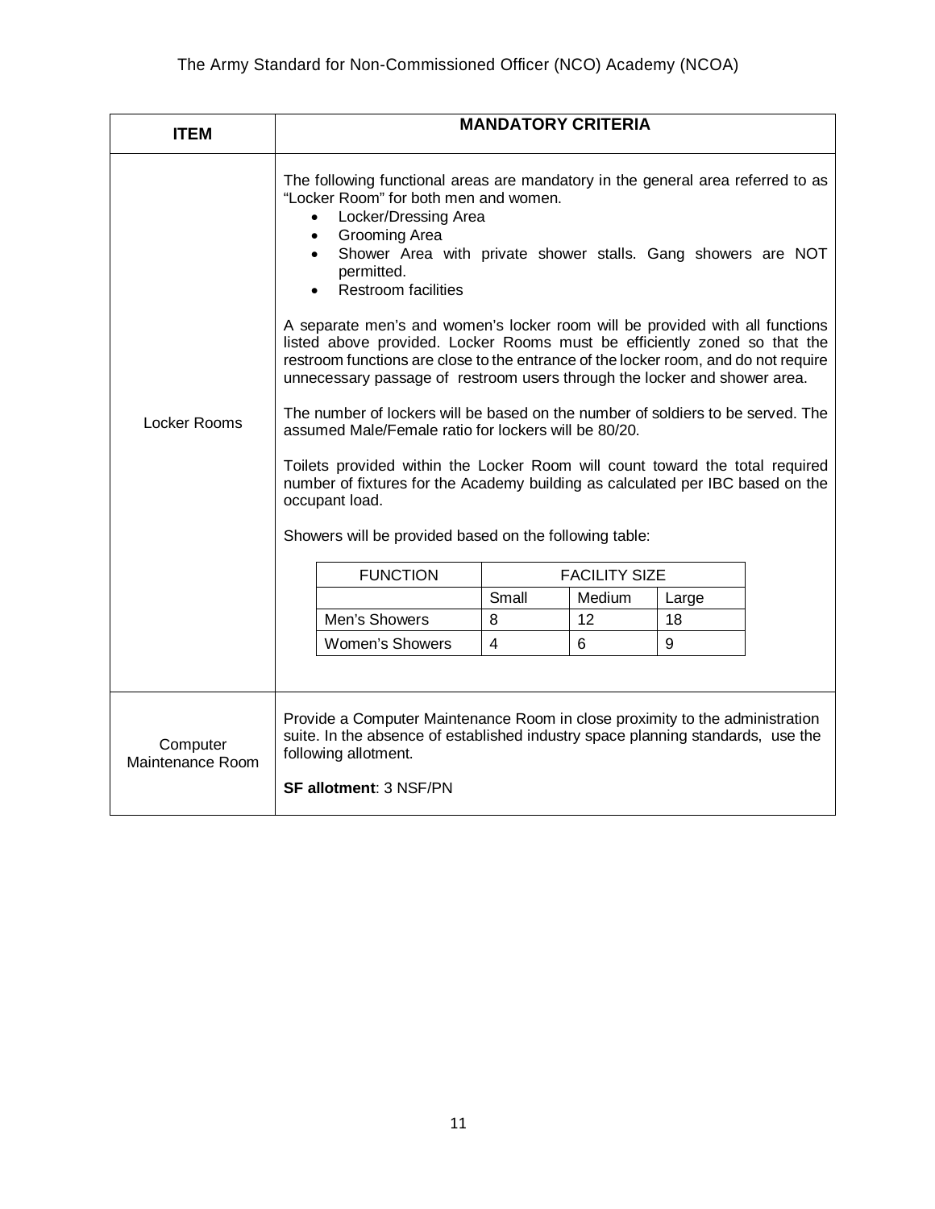| ITEM | MANDATORY CRITERIA |
| --- | --- |
| Locker Rooms | The following functional areas are mandatory in the general area referred to as "Locker Room" for both men and women.<br>• Locker/Dressing Area<br>• Grooming Area<br>• Shower Area with private shower stalls. Gang showers are NOT permitted.<br>• Restroom facilities<br><br>A separate men's and women's locker room will be provided with all functions listed above provided. Locker Rooms must be efficiently zoned so that the restroom functions are close to the entrance of the locker room, and do not require unnecessary passage of restroom users through the locker and shower area.<br><br>The number of lockers will be based on the number of soldiers to be served. The assumed Male/Female ratio for lockers will be 80/20.<br><br>Toilets provided within the Locker Room will count toward the total required number of fixtures for the Academy building as calculated per IBC based on the occupant load.<br><br>Showers will be provided based on the following table: |
| Computer Maintenance Room | Provide a Computer Maintenance Room in close proximity to the administration suite. In the absence of established industry space planning standards, use the following allotment.<br><br>**SF allotment**: 3 NSF/PN |

| FUNCTION | FACILITY SIZE | | |
| --- | --- | --- | --- |
| | Small | Medium | Large |
| Men's Showers | 8 | 12 | 18 |
| Women's Showers | 4 | 6 | 9 |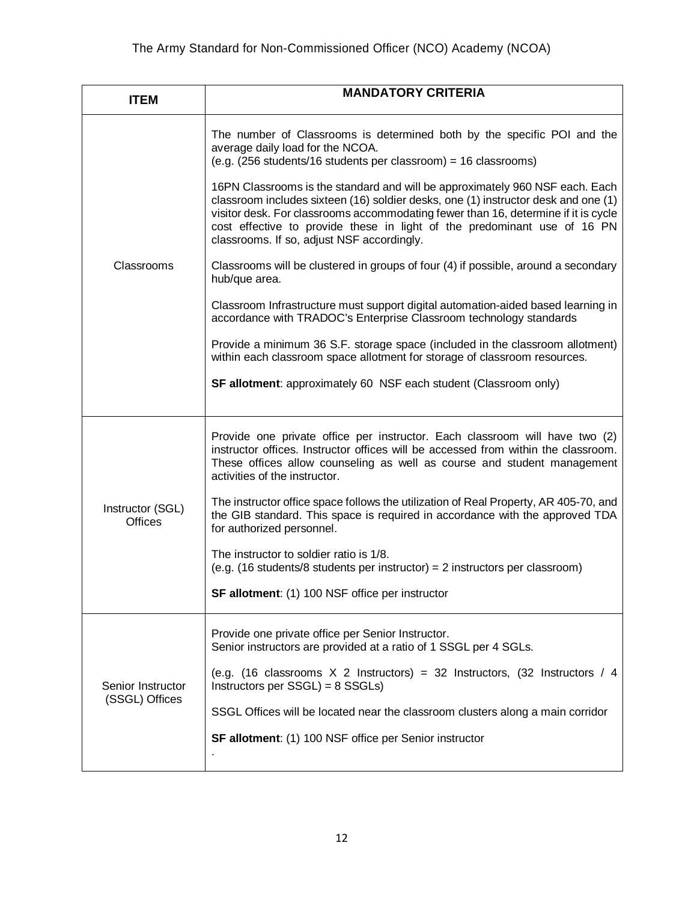| ITEM | MANDATORY CRITERIA |
| --- | --- |
| Classrooms | The number of Classrooms is determined both by the specific POI and the average daily load for the NCOA.<br>(e.g. (256 students/16 students per classroom) = 16 classrooms)<br><br>16PN Classrooms is the standard and will be approximately 960 NSF each. Each classroom includes sixteen (16) soldier desks, one (1) instructor desk and one (1) visitor desk. For classrooms accommodating fewer than 16, determine if it is cycle cost effective to provide these in light of the predominant use of 16 PN classrooms. If so, adjust NSF accordingly.<br><br>Classrooms will be clustered in groups of four (4) if possible, around a secondary hub/que area.<br><br>Classroom Infrastructure must support digital automation-aided based learning in accordance with TRADOC's Enterprise Classroom technology standards<br><br>Provide a minimum 36 S.F. storage space (included in the classroom allotment) within each classroom space allotment for storage of classroom resources.<br><br>**SF allotment**: approximately 60 NSF each student (Classroom only) |
| Instructor (SGL) Offices | Provide one private office per instructor. Each classroom will have two (2) instructor offices. Instructor offices will be accessed from within the classroom. These offices allow counseling as well as course and student management activities of the instructor.<br><br>The instructor office space follows the utilization of Real Property, AR 405-70, and the GIB standard. This space is required in accordance with the approved TDA for authorized personnel.<br><br>The instructor to soldier ratio is 1/8.<br>(e.g. (16 students/8 students per instructor) = 2 instructors per classroom)<br><br>**SF allotment**: (1) 100 NSF office per instructor |
| Senior Instructor (SSGL) Offices | Provide one private office per Senior Instructor.<br>Senior instructors are provided at a ratio of 1 SSGL per 4 SGLs.<br><br>(e.g. (16 classrooms X 2 Instructors) = 32 Instructors, (32 Instructors / 4 Instructors per SSGL) = 8 SSGLs)<br><br>SSGL Offices will be located near the classroom clusters along a main corridor<br><br>**SF allotment**: (1) 100 NSF office per Senior instructor<br>. |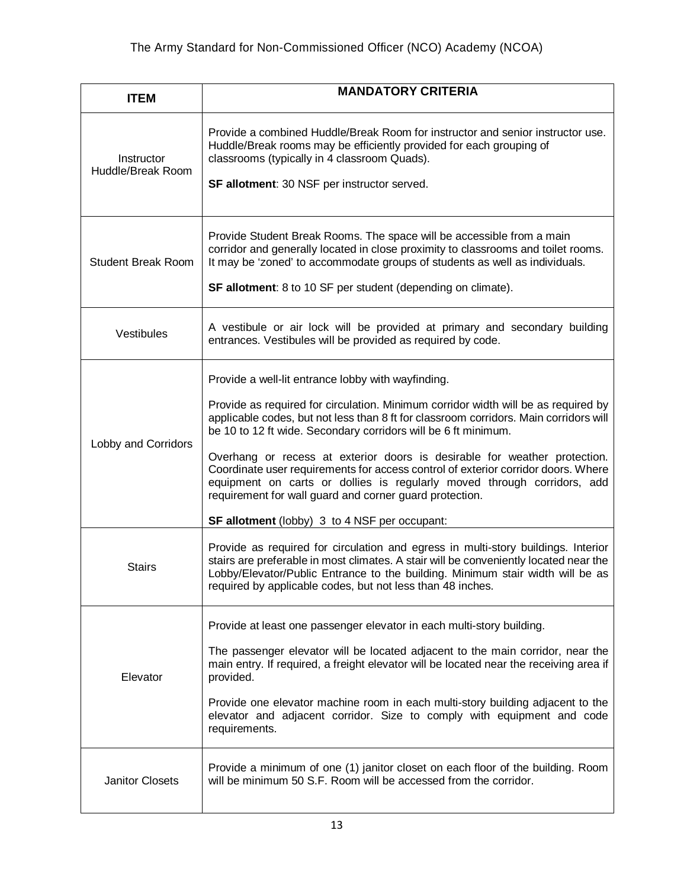| ITEM | MANDATORY CRITERIA |
|---|---|
| Instructor Huddle/Break Room | Provide a combined Huddle/Break Room for instructor and senior instructor use. Huddle/Break rooms may be efficiently provided for each grouping of classrooms (typically in 4 classroom Quads).<br><br>**SF allotment**: 30 NSF per instructor served. |
| Student Break Room | Provide Student Break Rooms. The space will be accessible from a main corridor and generally located in close proximity to classrooms and toilet rooms. It may be 'zoned' to accommodate groups of students as well as individuals.<br><br>**SF allotment**: 8 to 10 SF per student (depending on climate). |
| Vestibules | A vestibule or air lock will be provided at primary and secondary building entrances. Vestibules will be provided as required by code. |
| Lobby and Corridors | Provide a well-lit entrance lobby with wayfinding.<br><br>Provide as required for circulation. Minimum corridor width will be as required by applicable codes, but not less than 8 ft for classroom corridors. Main corridors will be 10 to 12 ft wide. Secondary corridors will be 6 ft minimum.<br><br>Overhang or recess at exterior doors is desirable for weather protection. Coordinate user requirements for access control of exterior corridor doors. Where equipment on carts or dollies is regularly moved through corridors, add requirement for wall guard and corner guard protection.<br><br>**SF allotment** (lobby) 3 to 4 NSF per occupant: |
| Stairs | Provide as required for circulation and egress in multi-story buildings. Interior stairs are preferable in most climates. A stair will be conveniently located near the Lobby/Elevator/Public Entrance to the building. Minimum stair width will be as required by applicable codes, but not less than 48 inches. |
| Elevator | Provide at least one passenger elevator in each multi-story building.<br><br>The passenger elevator will be located adjacent to the main corridor, near the main entry. If required, a freight elevator will be located near the receiving area if provided.<br><br>Provide one elevator machine room in each multi-story building adjacent to the elevator and adjacent corridor. Size to comply with equipment and code requirements. |
| Janitor Closets | Provide a minimum of one (1) janitor closet on each floor of the building. Room will be minimum 50 S.F. Room will be accessed from the corridor. |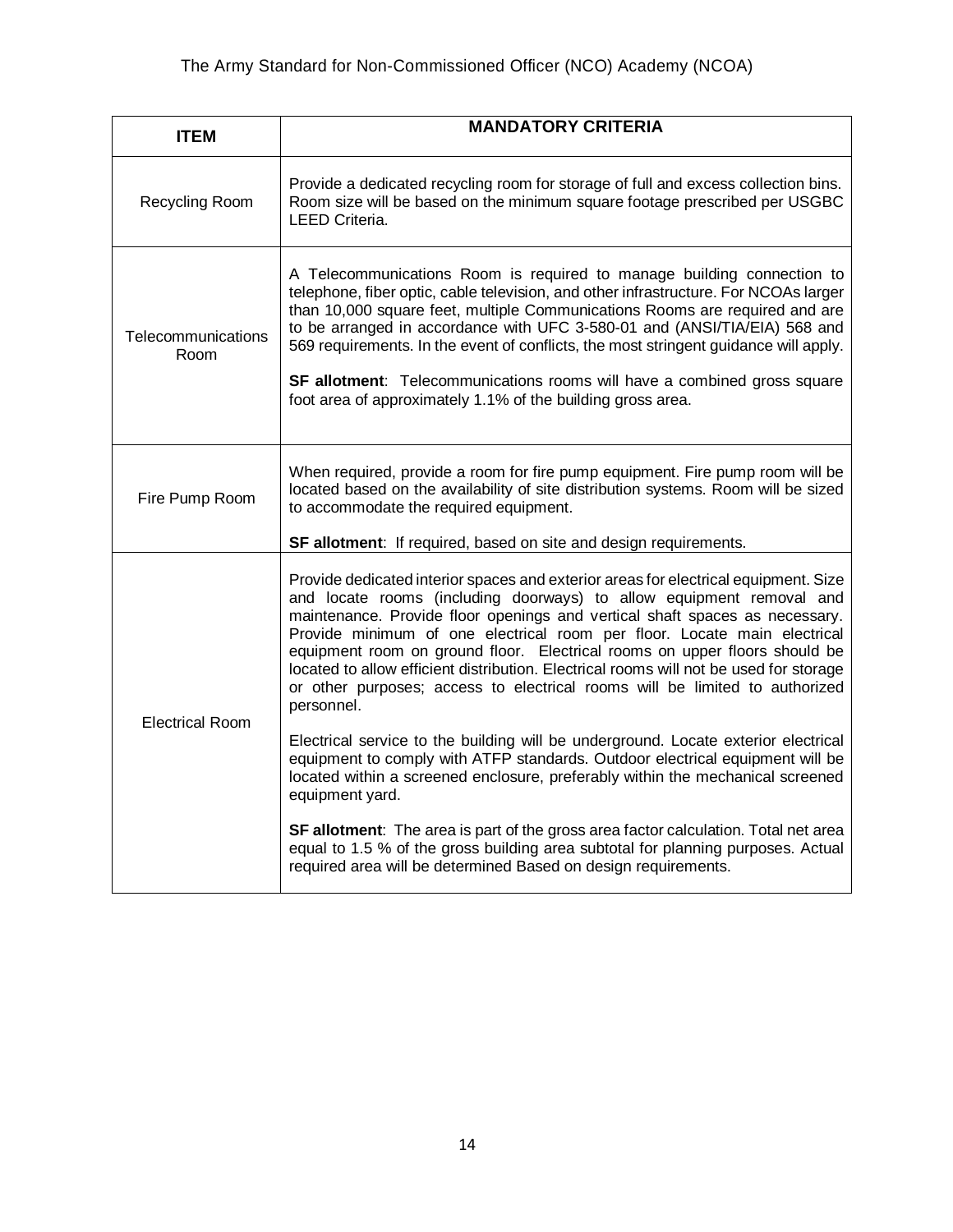| ITEM | MANDATORY CRITERIA |
|---|---|
| Recycling Room | Provide a dedicated recycling room for storage of full and excess collection bins. Room size will be based on the minimum square footage prescribed per USGBC LEED Criteria. |
| Telecommunications Room | A Telecommunications Room is required to manage building connection to telephone, fiber optic, cable television, and other infrastructure. For NCOAs larger than 10,000 square feet, multiple Communications Rooms are required and are to be arranged in accordance with UFC 3-580-01 and (ANSI/TIA/EIA) 568 and 569 requirements. In the event of conflicts, the most stringent guidance will apply.<br><br>**SF allotment**: Telecommunications rooms will have a combined gross square foot area of approximately 1.1% of the building gross area. |
| Fire Pump Room | When required, provide a room for fire pump equipment. Fire pump room will be located based on the availability of site distribution systems. Room will be sized to accommodate the required equipment.<br><br>**SF allotment**: If required, based on site and design requirements. |
| Electrical Room | Provide dedicated interior spaces and exterior areas for electrical equipment. Size and locate rooms (including doorways) to allow equipment removal and maintenance. Provide floor openings and vertical shaft spaces as necessary. Provide minimum of one electrical room per floor. Locate main electrical equipment room on ground floor. Electrical rooms on upper floors should be located to allow efficient distribution. Electrical rooms will not be used for storage or other purposes; access to electrical rooms will be limited to authorized personnel.<br><br>Electrical service to the building will be underground. Locate exterior electrical equipment to comply with ATFP standards. Outdoor electrical equipment will be located within a screened enclosure, preferably within the mechanical screened equipment yard.<br><br>**SF allotment**: The area is part of the gross area factor calculation. Total net area equal to 1.5 % of the gross building area subtotal for planning purposes. Actual required area will be determined Based on design requirements. |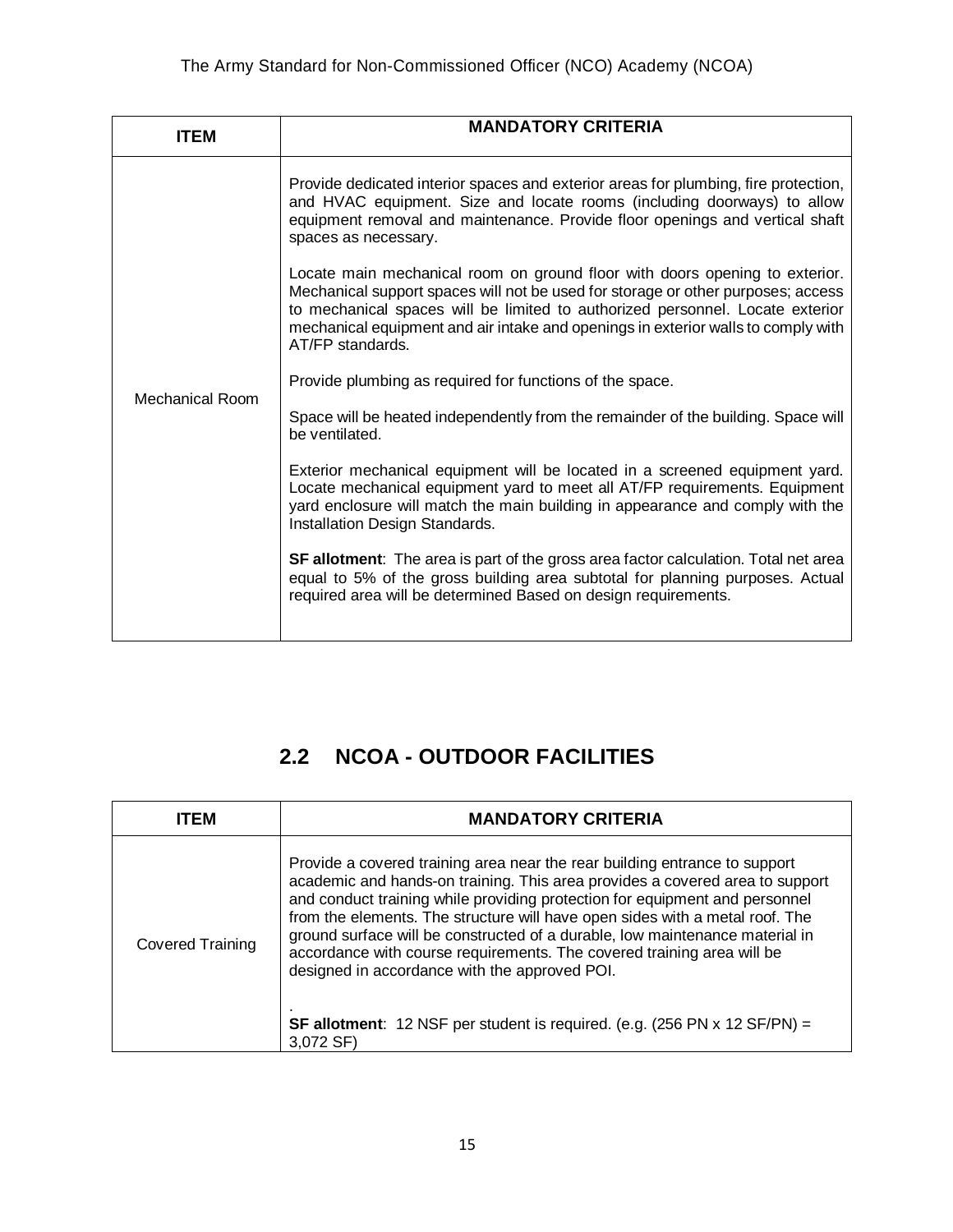| ITEM | MANDATORY CRITERIA |
|---|---|
| Mechanical Room | Provide dedicated interior spaces and exterior areas for plumbing, fire protection, and HVAC equipment. Size and locate rooms (including doorways) to allow equipment removal and maintenance. Provide floor openings and vertical shaft spaces as necessary.<br><br>Locate main mechanical room on ground floor with doors opening to exterior. Mechanical support spaces will not be used for storage or other purposes; access to mechanical spaces will be limited to authorized personnel. Locate exterior mechanical equipment and air intake and openings in exterior walls to comply with AT/FP standards.<br><br>Provide plumbing as required for functions of the space.<br><br>Space will be heated independently from the remainder of the building. Space will be ventilated.<br><br>Exterior mechanical equipment will be located in a screened equipment yard. Locate mechanical equipment yard to meet all AT/FP requirements. Equipment yard enclosure will match the main building in appearance and comply with the Installation Design Standards.<br><br>**SF allotment**: The area is part of the gross area factor calculation. Total net area equal to 5% of the gross building area subtotal for planning purposes. Actual required area will be determined Based on design requirements. |

## 2.2 NCOA - OUTDOOR FACILITIES

| ITEM | MANDATORY CRITERIA |
|---|---|
| Covered Training | Provide a covered training area near the rear building entrance to support academic and hands-on training. This area provides a covered area to support and conduct training while providing protection for equipment and personnel from the elements. The structure will have open sides with a metal roof. The ground surface will be constructed of a durable, low maintenance material in accordance with course requirements. The covered training area will be designed in accordance with the approved POI.<br><br>.<br>**SF allotment**: 12 NSF per student is required. (e.g. (256 PN x 12 SF/PN) = 3,072 SF) |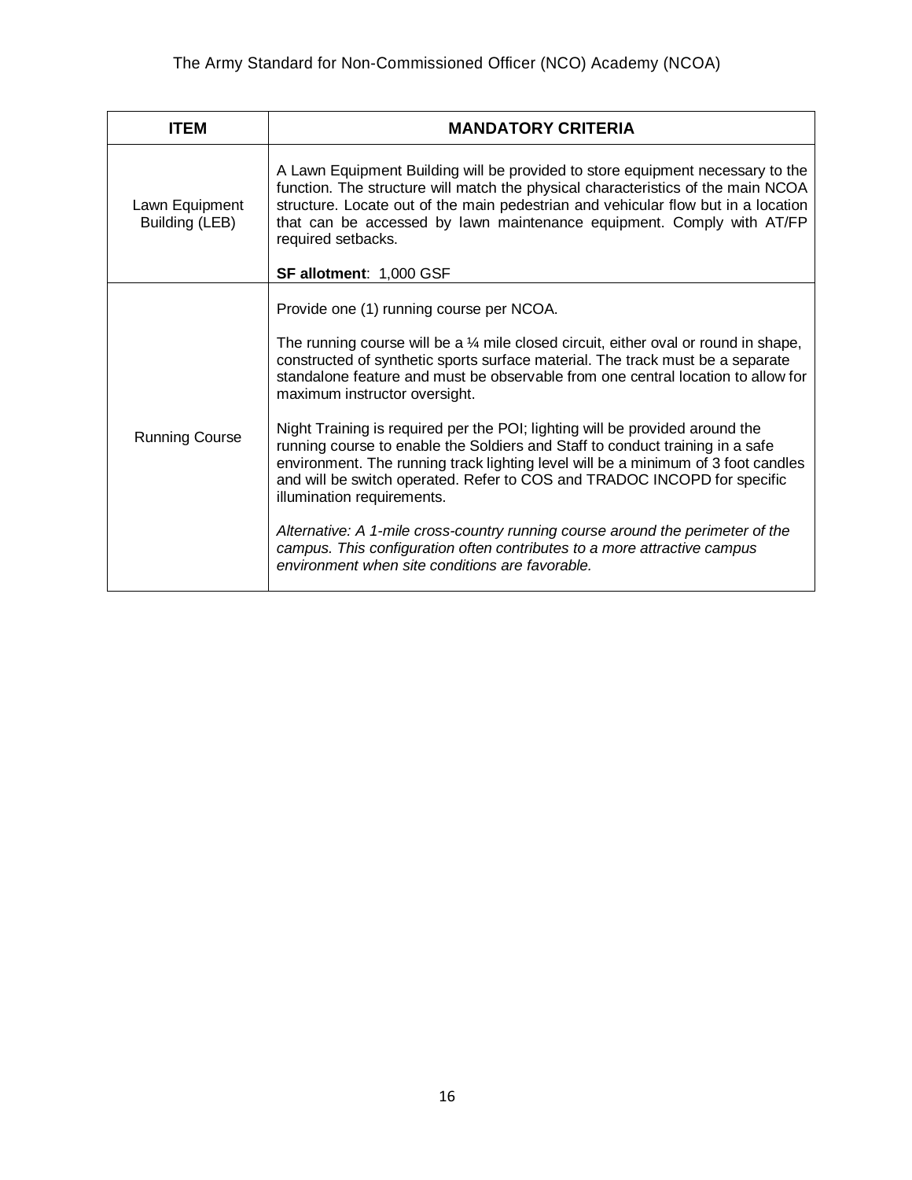| ITEM | MANDATORY CRITERIA |
| --- | --- |
| Lawn Equipment Building (LEB) | A Lawn Equipment Building will be provided to store equipment necessary to the function. The structure will match the physical characteristics of the main NCOA structure. Locate out of the main pedestrian and vehicular flow but in a location that can be accessed by lawn maintenance equipment. Comply with AT/FP required setbacks.<br><br>**SF allotment**: 1,000 GSF |
| Running Course | Provide one (1) running course per NCOA.<br><br>The running course will be a ¼ mile closed circuit, either oval or round in shape, constructed of synthetic sports surface material. The track must be a separate standalone feature and must be observable from one central location to allow for maximum instructor oversight.<br><br>Night Training is required per the POI; lighting will be provided around the running course to enable the Soldiers and Staff to conduct training in a safe environment. The running track lighting level will be a minimum of 3 foot candles and will be switch operated. Refer to COS and TRADOC INCOPD for specific illumination requirements.<br><br>*Alternative: A 1-mile cross-country running course around the perimeter of the campus. This configuration often contributes to a more attractive campus environment when site conditions are favorable.* |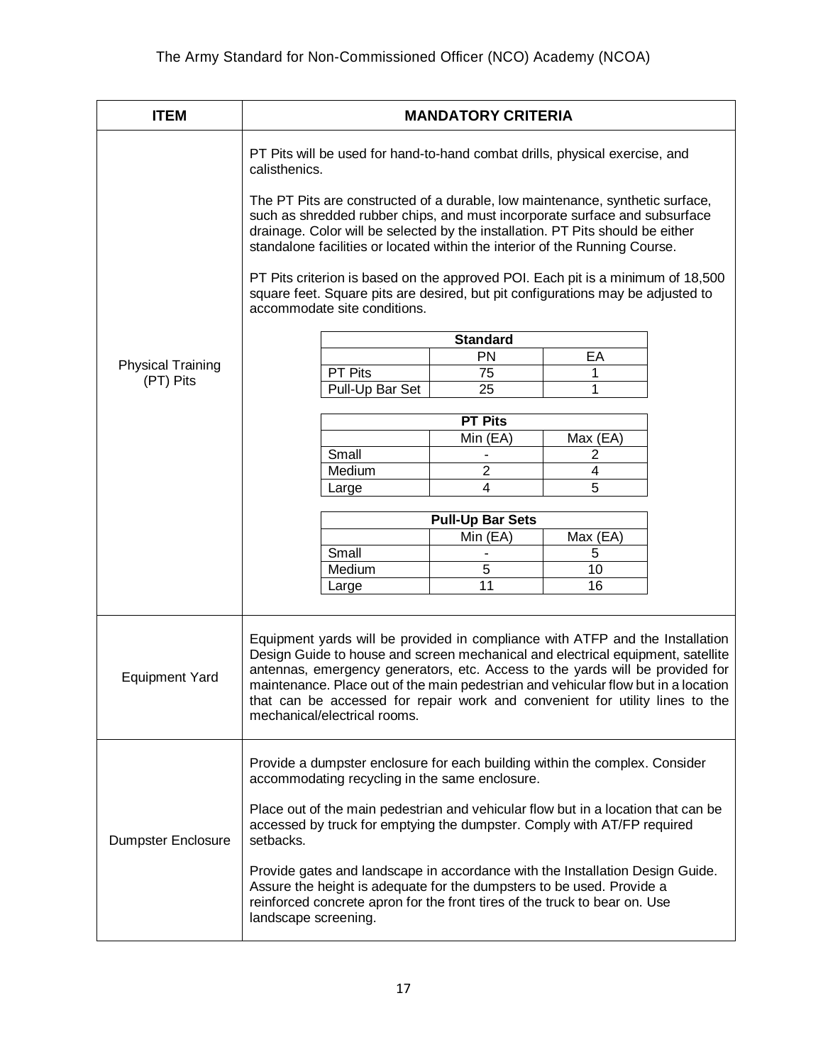| ITEM | MANDATORY CRITERIA |
|---|---|
| Physical Training (PT) Pits | PT Pits will be used for hand-to-hand combat drills, physical exercise, and calisthenics.<br><br>The PT Pits are constructed of a durable, low maintenance, synthetic surface, such as shredded rubber chips, and must incorporate surface and subsurface drainage. Color will be selected by the installation. PT Pits should be either standalone facilities or located within the interior of the Running Course.<br><br>PT Pits criterion is based on the approved POI. Each pit is a minimum of 18,500 square feet. Square pits are desired, but pit configurations may be adjusted to accommodate site conditions. |

| Standard | | |
|---|---|---|
| | PN | EA |
| PT Pits | 75 | 1 |
| Pull-Up Bar Set | 25 | 1 |

| PT Pits | | |
|---|---|---|
| | Min (EA) | Max (EA) |
| Small | - | 2 |
| Medium | 2 | 4 |
| Large | 4 | 5 |

| Pull-Up Bar Sets | | |
|---|---|---|
| | Min (EA) | Max (EA) |
| Small | - | 5 |
| Medium | 5 | 10 |
| Large | 11 | 16 |

| ITEM | MANDATORY CRITERIA |
|---|---|
| Equipment Yard | Equipment yards will be provided in compliance with ATFP and the Installation Design Guide to house and screen mechanical and electrical equipment, satellite antennas, emergency generators, etc. Access to the yards will be provided for maintenance. Place out of the main pedestrian and vehicular flow but in a location that can be accessed for repair work and convenient for utility lines to the mechanical/electrical rooms. |
| Dumpster Enclosure | Provide a dumpster enclosure for each building within the complex. Consider accommodating recycling in the same enclosure.<br><br>Place out of the main pedestrian and vehicular flow but in a location that can be accessed by truck for emptying the dumpster. Comply with AT/FP required setbacks.<br><br>Provide gates and landscape in accordance with the Installation Design Guide. Assure the height is adequate for the dumpsters to be used. Provide a reinforced concrete apron for the front tires of the truck to bear on. Use landscape screening. |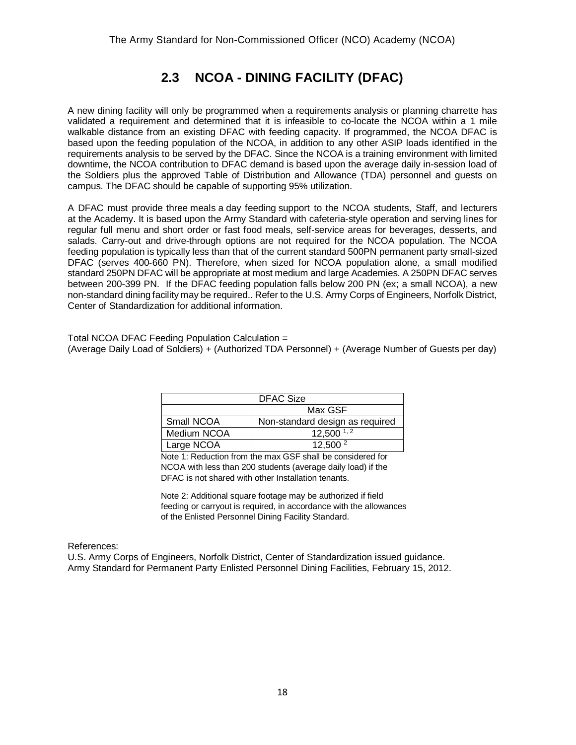## 2.3 NCOA - DINING FACILITY (DFAC)

A new dining facility will only be programmed when a requirements analysis or planning charrette has validated a requirement and determined that it is infeasible to co-locate the NCOA within a 1 mile walkable distance from an existing DFAC with feeding capacity. If programmed, the NCOA DFAC is based upon the feeding population of the NCOA, in addition to any other ASIP loads identified in the requirements analysis to be served by the DFAC. Since the NCOA is a training environment with limited downtime, the NCOA contribution to DFAC demand is based upon the average daily in-session load of the Soldiers plus the approved Table of Distribution and Allowance (TDA) personnel and guests on campus. The DFAC should be capable of supporting 95% utilization.

A DFAC must provide three meals a day feeding support to the NCOA students, Staff, and lecturers at the Academy. It is based upon the Army Standard with cafeteria-style operation and serving lines for regular full menu and short order or fast food meals, self-service areas for beverages, desserts, and salads. Carry-out and drive-through options are not required for the NCOA population. The NCOA feeding population is typically less than that of the current standard 500PN permanent party small-sized DFAC (serves 400-660 PN). Therefore, when sized for NCOA population alone, a small modified standard 250PN DFAC will be appropriate at most medium and large Academies. A 250PN DFAC serves between 200-399 PN. If the DFAC feeding population falls below 200 PN (ex; a small NCOA), a new non-standard dining facility may be required.. Refer to the U.S. Army Corps of Engineers, Norfolk District, Center of Standardization for additional information.

Total NCOA DFAC Feeding Population Calculation =
(Average Daily Load of Soldiers) + (Authorized TDA Personnel) + (Average Number of Guests per day)

| DFAC Size | |
|---|---|
| | Max GSF |
| Small NCOA | Non-standard design as required |
| Medium NCOA | 12,500 [1, 2] |
| Large NCOA | 12,500 [2] |

Note 1: Reduction from the max GSF shall be considered for NCOA with less than 200 students (average daily load) if the DFAC is not shared with other Installation tenants.

Note 2: Additional square footage may be authorized if field feeding or carryout is required, in accordance with the allowances of the Enlisted Personnel Dining Facility Standard.

References:
U.S. Army Corps of Engineers, Norfolk District, Center of Standardization issued guidance.
Army Standard for Permanent Party Enlisted Personnel Dining Facilities, February 15, 2012.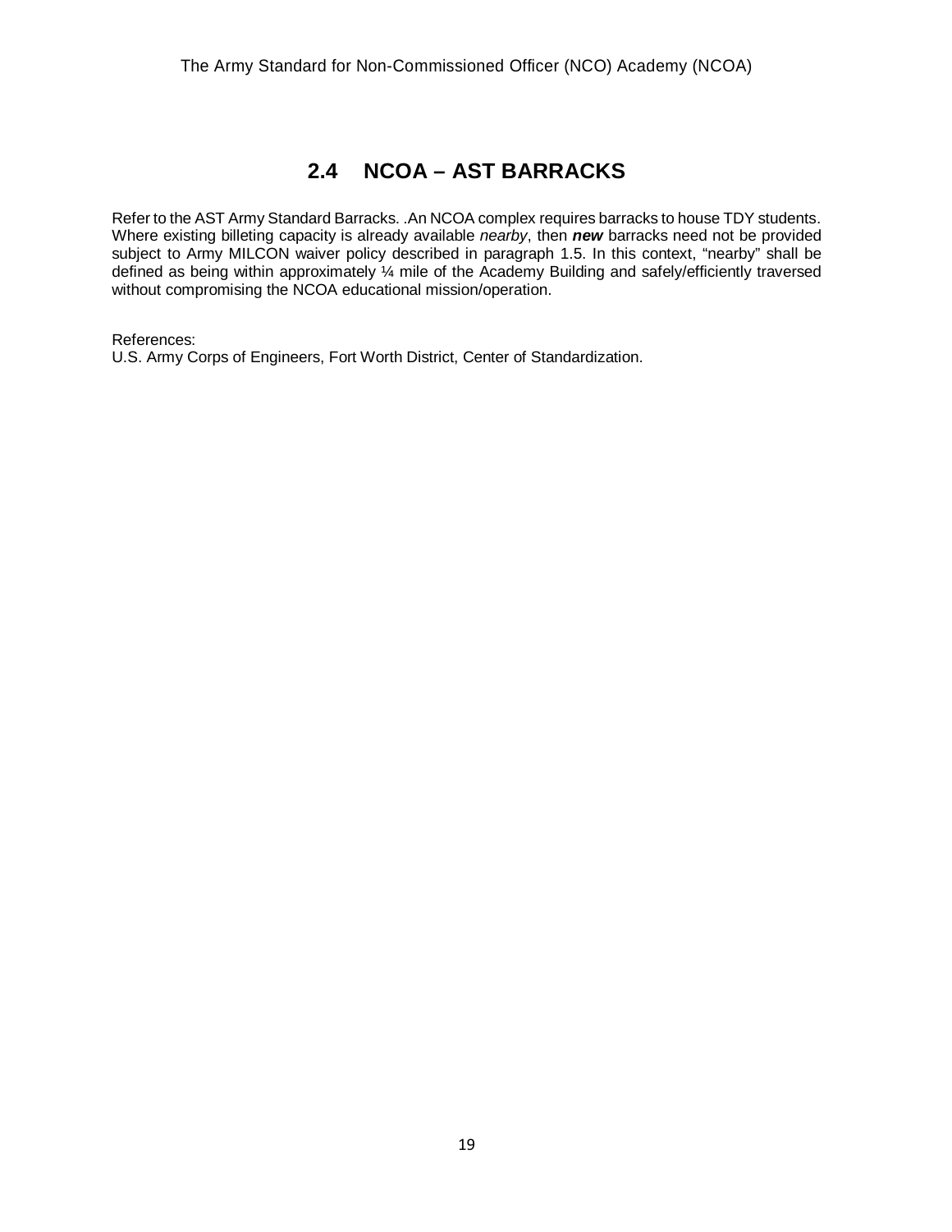## 2.4 NCOA – AST BARRACKS

Refer to the AST Army Standard Barracks. .An NCOA complex requires barracks to house TDY students. Where existing billeting capacity is already available *nearby*, then ***new*** barracks need not be provided subject to Army MILCON waiver policy described in paragraph 1.5. In this context, "nearby" shall be defined as being within approximately ¼ mile of the Academy Building and safely/efficiently traversed without compromising the NCOA educational mission/operation.

References:
U.S. Army Corps of Engineers, Fort Worth District, Center of Standardization.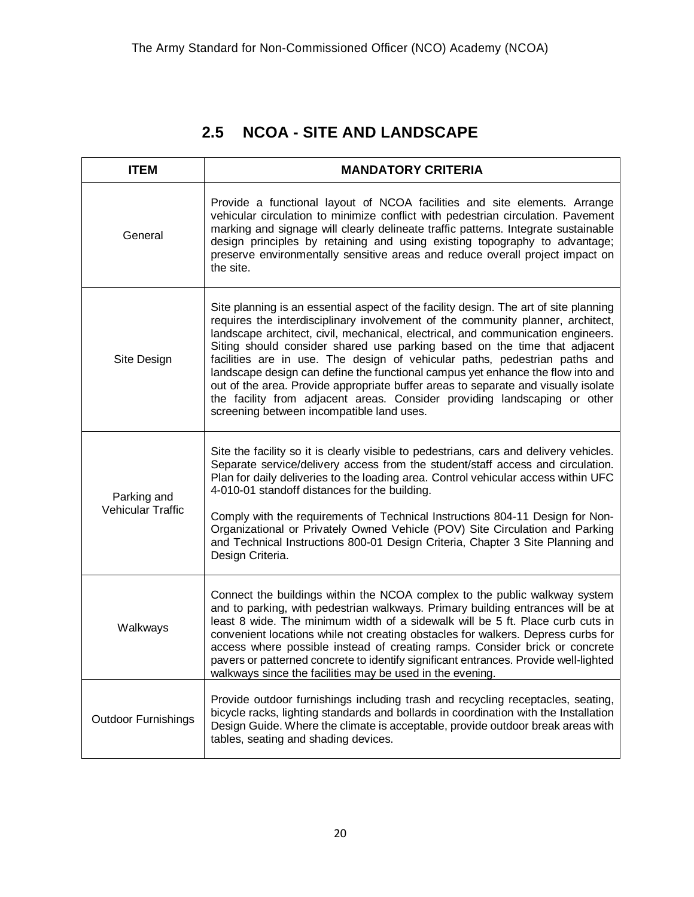## 2.5 NCOA - SITE AND LANDSCAPE

| ITEM | MANDATORY CRITERIA |
|---|---|
| General | Provide a functional layout of NCOA facilities and site elements. Arrange vehicular circulation to minimize conflict with pedestrian circulation. Pavement marking and signage will clearly delineate traffic patterns. Integrate sustainable design principles by retaining and using existing topography to advantage; preserve environmentally sensitive areas and reduce overall project impact on the site. |
| Site Design | Site planning is an essential aspect of the facility design. The art of site planning requires the interdisciplinary involvement of the community planner, architect, landscape architect, civil, mechanical, electrical, and communication engineers. Siting should consider shared use parking based on the time that adjacent facilities are in use. The design of vehicular paths, pedestrian paths and landscape design can define the functional campus yet enhance the flow into and out of the area. Provide appropriate buffer areas to separate and visually isolate the facility from adjacent areas. Consider providing landscaping or other screening between incompatible land uses. |
| Parking and Vehicular Traffic | Site the facility so it is clearly visible to pedestrians, cars and delivery vehicles. Separate service/delivery access from the student/staff access and circulation. Plan for daily deliveries to the loading area. Control vehicular access within UFC 4-010-01 standoff distances for the building.<br><br>Comply with the requirements of Technical Instructions 804-11 Design for Non-Organizational or Privately Owned Vehicle (POV) Site Circulation and Parking and Technical Instructions 800-01 Design Criteria, Chapter 3 Site Planning and Design Criteria. |
| Walkways | Connect the buildings within the NCOA complex to the public walkway system and to parking, with pedestrian walkways. Primary building entrances will be at least 8 wide. The minimum width of a sidewalk will be 5 ft. Place curb cuts in convenient locations while not creating obstacles for walkers. Depress curbs for access where possible instead of creating ramps. Consider brick or concrete pavers or patterned concrete to identify significant entrances. Provide well-lighted walkways since the facilities may be used in the evening. |
| Outdoor Furnishings | Provide outdoor furnishings including trash and recycling receptacles, seating, bicycle racks, lighting standards and bollards in coordination with the Installation Design Guide. Where the climate is acceptable, provide outdoor break areas with tables, seating and shading devices. |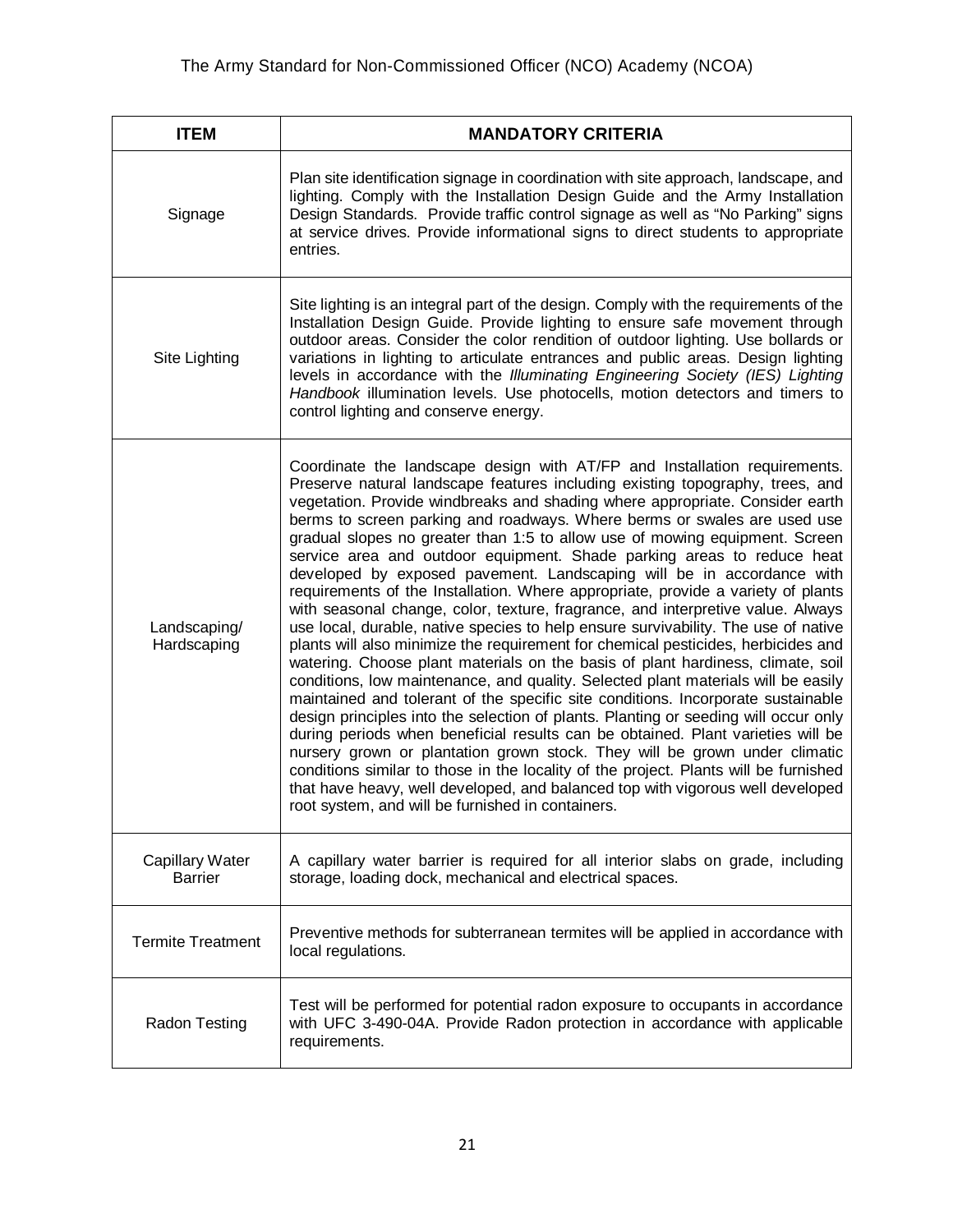| ITEM | MANDATORY CRITERIA |
|---|---|
| Signage | Plan site identification signage in coordination with site approach, landscape, and lighting. Comply with the Installation Design Guide and the Army Installation Design Standards. Provide traffic control signage as well as "No Parking" signs at service drives. Provide informational signs to direct students to appropriate entries. |
| Site Lighting | Site lighting is an integral part of the design. Comply with the requirements of the Installation Design Guide. Provide lighting to ensure safe movement through outdoor areas. Consider the color rendition of outdoor lighting. Use bollards or variations in lighting to articulate entrances and public areas. Design lighting levels in accordance with the *Illuminating Engineering Society (IES) Lighting Handbook* illumination levels. Use photocells, motion detectors and timers to control lighting and conserve energy. |
| Landscaping/ Hardscaping | Coordinate the landscape design with AT/FP and Installation requirements. Preserve natural landscape features including existing topography, trees, and vegetation. Provide windbreaks and shading where appropriate. Consider earth berms to screen parking and roadways. Where berms or swales are used use gradual slopes no greater than 1:5 to allow use of mowing equipment. Screen service area and outdoor equipment. Shade parking areas to reduce heat developed by exposed pavement. Landscaping will be in accordance with requirements of the Installation. Where appropriate, provide a variety of plants with seasonal change, color, texture, fragrance, and interpretive value. Always use local, durable, native species to help ensure survivability. The use of native plants will also minimize the requirement for chemical pesticides, herbicides and watering. Choose plant materials on the basis of plant hardiness, climate, soil conditions, low maintenance, and quality. Selected plant materials will be easily maintained and tolerant of the specific site conditions. Incorporate sustainable design principles into the selection of plants. Planting or seeding will occur only during periods when beneficial results can be obtained. Plant varieties will be nursery grown or plantation grown stock. They will be grown under climatic conditions similar to those in the locality of the project. Plants will be furnished that have heavy, well developed, and balanced top with vigorous well developed root system, and will be furnished in containers. |
| Capillary Water Barrier | A capillary water barrier is required for all interior slabs on grade, including storage, loading dock, mechanical and electrical spaces. |
| Termite Treatment | Preventive methods for subterranean termites will be applied in accordance with local regulations. |
| Radon Testing | Test will be performed for potential radon exposure to occupants in accordance with UFC 3-490-04A. Provide Radon protection in accordance with applicable requirements. |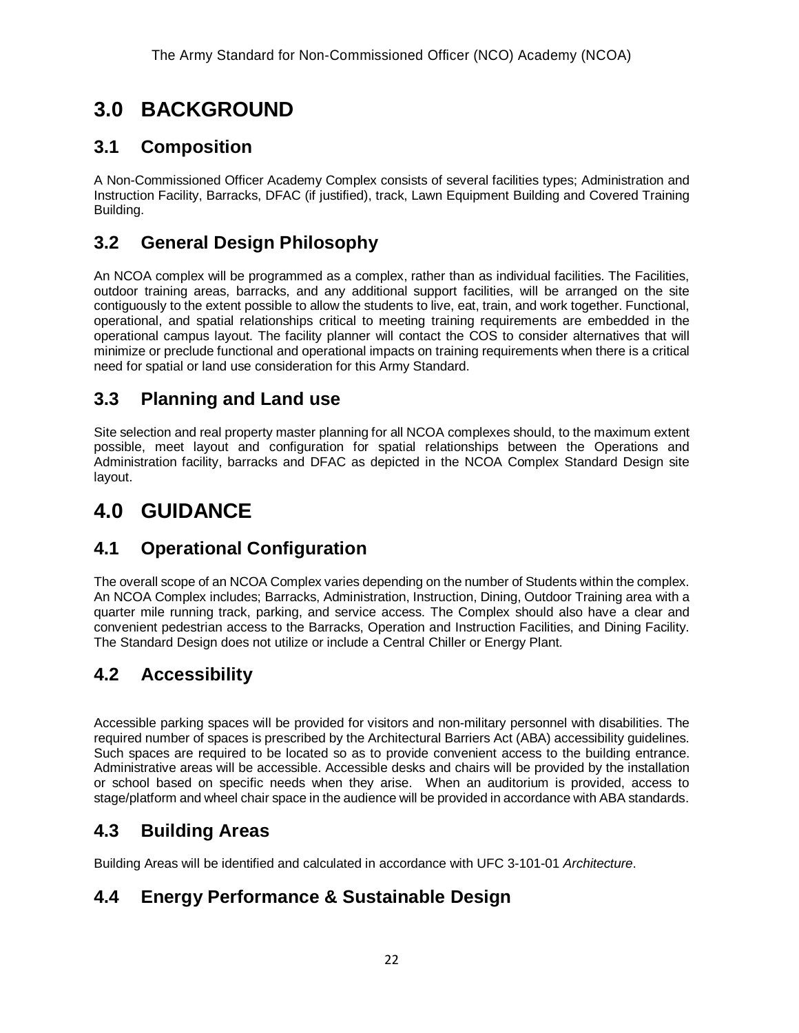# 3.0 BACKGROUND

## 3.1 Composition

A Non-Commissioned Officer Academy Complex consists of several facilities types; Administration and Instruction Facility, Barracks, DFAC (if justified), track, Lawn Equipment Building and Covered Training Building.

## 3.2 General Design Philosophy

An NCOA complex will be programmed as a complex, rather than as individual facilities. The Facilities, outdoor training areas, barracks, and any additional support facilities, will be arranged on the site contiguously to the extent possible to allow the students to live, eat, train, and work together. Functional, operational, and spatial relationships critical to meeting training requirements are embedded in the operational campus layout. The facility planner will contact the COS to consider alternatives that will minimize or preclude functional and operational impacts on training requirements when there is a critical need for spatial or land use consideration for this Army Standard.

## 3.3 Planning and Land use

Site selection and real property master planning for all NCOA complexes should, to the maximum extent possible, meet layout and configuration for spatial relationships between the Operations and Administration facility, barracks and DFAC as depicted in the NCOA Complex Standard Design site layout.

# 4.0 GUIDANCE

## 4.1 Operational Configuration

The overall scope of an NCOA Complex varies depending on the number of Students within the complex. An NCOA Complex includes; Barracks, Administration, Instruction, Dining, Outdoor Training area with a quarter mile running track, parking, and service access. The Complex should also have a clear and convenient pedestrian access to the Barracks, Operation and Instruction Facilities, and Dining Facility. The Standard Design does not utilize or include a Central Chiller or Energy Plant.

## 4.2 Accessibility

Accessible parking spaces will be provided for visitors and non-military personnel with disabilities. The required number of spaces is prescribed by the Architectural Barriers Act (ABA) accessibility guidelines. Such spaces are required to be located so as to provide convenient access to the building entrance. Administrative areas will be accessible. Accessible desks and chairs will be provided by the installation or school based on specific needs when they arise. When an auditorium is provided, access to stage/platform and wheel chair space in the audience will be provided in accordance with ABA standards.

## 4.3 Building Areas

Building Areas will be identified and calculated in accordance with UFC 3-101-01 *Architecture*.

## 4.4 Energy Performance & Sustainable Design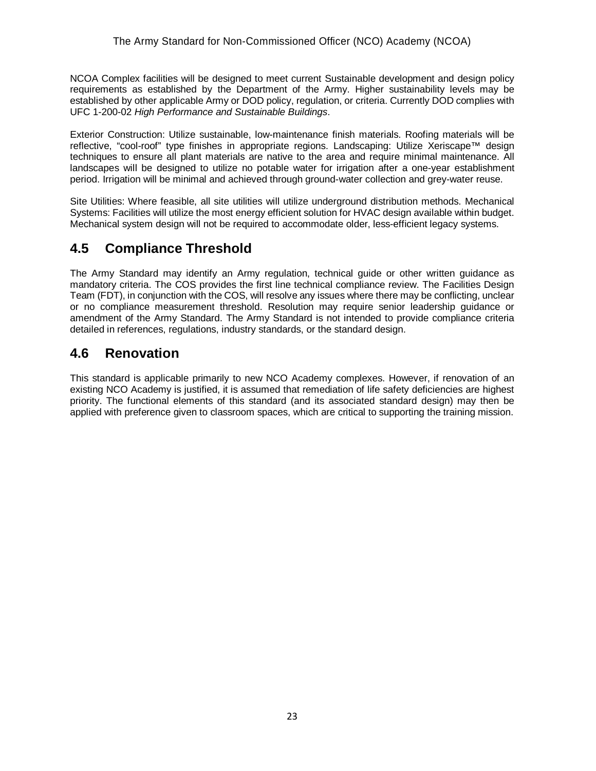NCOA Complex facilities will be designed to meet current Sustainable development and design policy requirements as established by the Department of the Army. Higher sustainability levels may be established by other applicable Army or DOD policy, regulation, or criteria. Currently DOD complies with UFC 1-200-02 *High Performance and Sustainable Buildings*.

Exterior Construction: Utilize sustainable, low-maintenance finish materials. Roofing materials will be reflective, "cool-roof" type finishes in appropriate regions. Landscaping: Utilize Xeriscape™ design techniques to ensure all plant materials are native to the area and require minimal maintenance. All landscapes will be designed to utilize no potable water for irrigation after a one-year establishment period. Irrigation will be minimal and achieved through ground-water collection and grey-water reuse.

Site Utilities: Where feasible, all site utilities will utilize underground distribution methods. Mechanical Systems: Facilities will utilize the most energy efficient solution for HVAC design available within budget. Mechanical system design will not be required to accommodate older, less-efficient legacy systems.

## 4.5 Compliance Threshold

The Army Standard may identify an Army regulation, technical guide or other written guidance as mandatory criteria. The COS provides the first line technical compliance review. The Facilities Design Team (FDT), in conjunction with the COS, will resolve any issues where there may be conflicting, unclear or no compliance measurement threshold. Resolution may require senior leadership guidance or amendment of the Army Standard. The Army Standard is not intended to provide compliance criteria detailed in references, regulations, industry standards, or the standard design.

## 4.6 Renovation

This standard is applicable primarily to new NCO Academy complexes. However, if renovation of an existing NCO Academy is justified, it is assumed that remediation of life safety deficiencies are highest priority. The functional elements of this standard (and its associated standard design) may then be applied with preference given to classroom spaces, which are critical to supporting the training mission.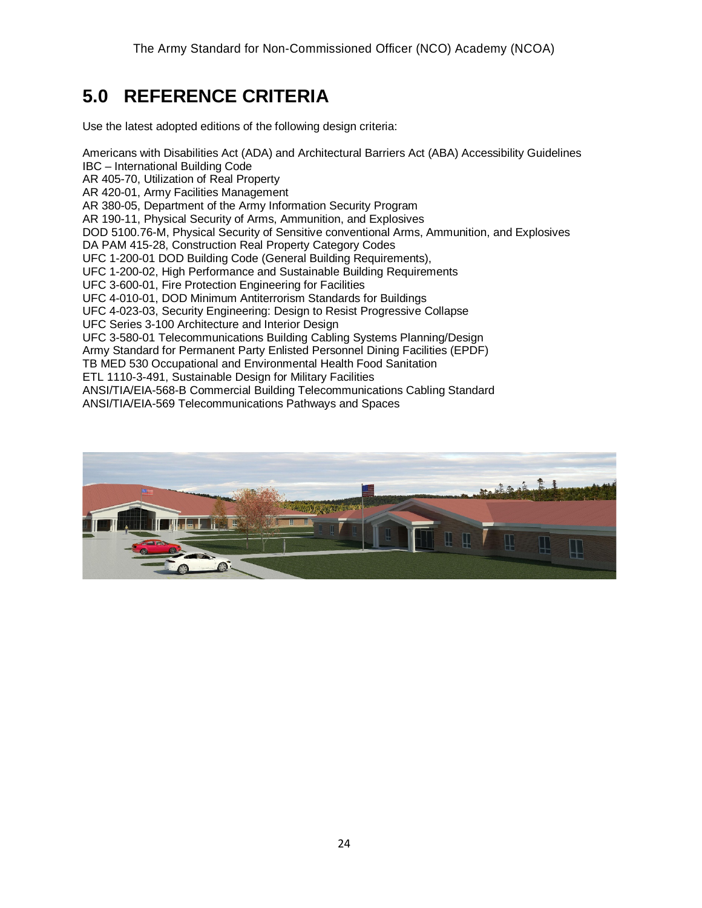# 5.0 REFERENCE CRITERIA

Use the latest adopted editions of the following design criteria:

Americans with Disabilities Act (ADA) and Architectural Barriers Act (ABA) Accessibility Guidelines
IBC – International Building Code
AR 405-70, Utilization of Real Property
AR 420-01, Army Facilities Management
AR 380-05, Department of the Army Information Security Program
AR 190-11, Physical Security of Arms, Ammunition, and Explosives
DOD 5100.76-M, Physical Security of Sensitive conventional Arms, Ammunition, and Explosives
DA PAM 415-28, Construction Real Property Category Codes
UFC 1-200-01 DOD Building Code (General Building Requirements),
UFC 1-200-02, High Performance and Sustainable Building Requirements
UFC 3-600-01, Fire Protection Engineering for Facilities
UFC 4-010-01, DOD Minimum Antiterrorism Standards for Buildings
UFC 4-023-03, Security Engineering: Design to Resist Progressive Collapse
UFC Series 3-100 Architecture and Interior Design
UFC 3-580-01 Telecommunications Building Cabling Systems Planning/Design
Army Standard for Permanent Party Enlisted Personnel Dining Facilities (EPDF)
TB MED 530 Occupational and Environmental Health Food Sanitation
ETL 1110-3-491, Sustainable Design for Military Facilities
ANSI/TIA/EIA-568-B Commercial Building Telecommunications Cabling Standard
ANSI/TIA/EIA-569 Telecommunications Pathways and Spaces